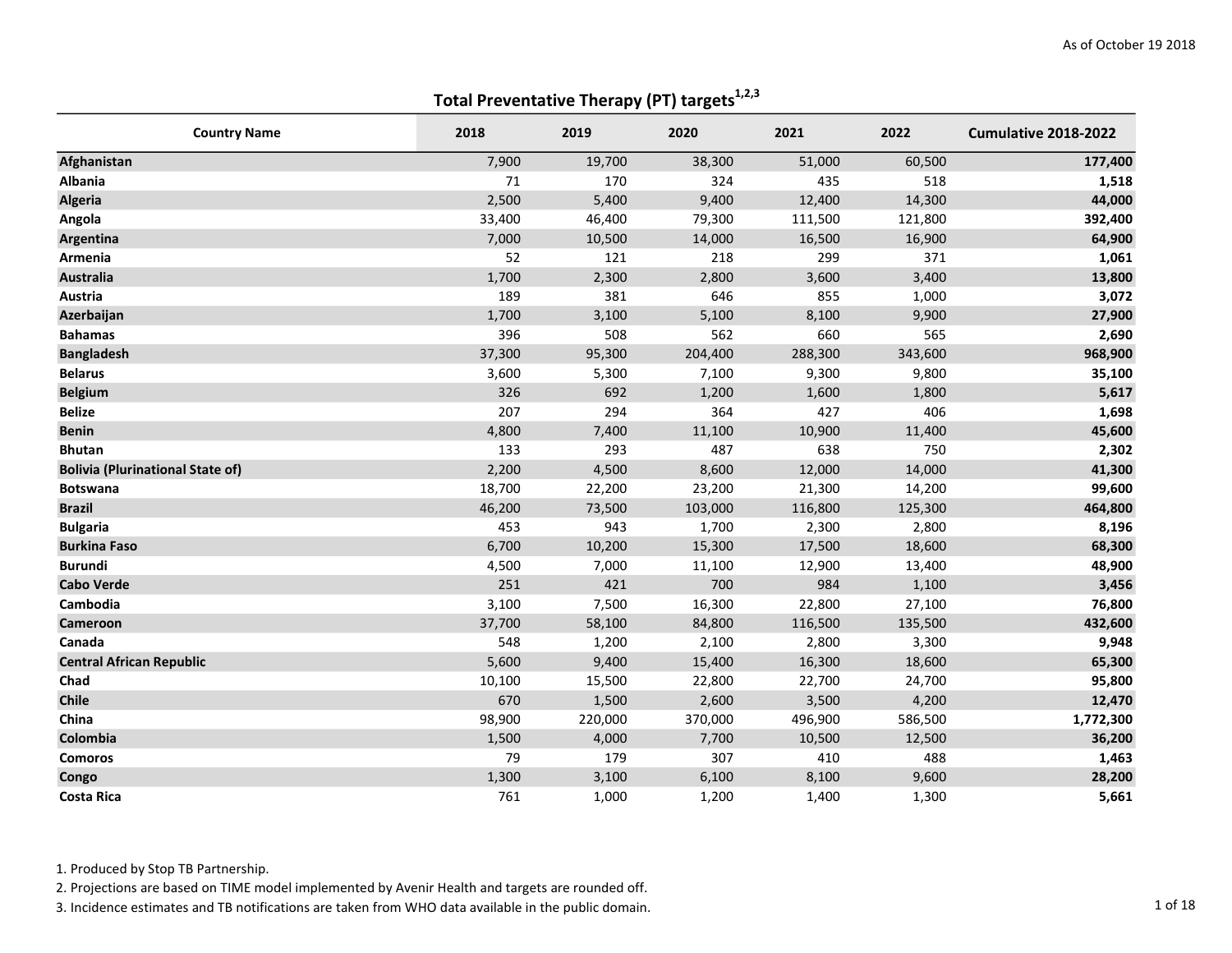As of October 19 2018

## Total Preventative Therapy (PT) targets[1,2,3]

| Country Name | 2018 | 2019 | 2020 | 2021 | 2022 | Cumulative 2018-2022 |
|---|---|---|---|---|---|---|
| **Afghanistan** | 7,900 | 19,700 | 38,300 | 51,000 | 60,500 | **177,400** |
| **Albania** | 71 | 170 | 324 | 435 | 518 | **1,518** |
| **Algeria** | 2,500 | 5,400 | 9,400 | 12,400 | 14,300 | **44,000** |
| **Angola** | 33,400 | 46,400 | 79,300 | 111,500 | 121,800 | **392,400** |
| **Argentina** | 7,000 | 10,500 | 14,000 | 16,500 | 16,900 | **64,900** |
| **Armenia** | 52 | 121 | 218 | 299 | 371 | **1,061** |
| **Australia** | 1,700 | 2,300 | 2,800 | 3,600 | 3,400 | **13,800** |
| **Austria** | 189 | 381 | 646 | 855 | 1,000 | **3,072** |
| **Azerbaijan** | 1,700 | 3,100 | 5,100 | 8,100 | 9,900 | **27,900** |
| **Bahamas** | 396 | 508 | 562 | 660 | 565 | **2,690** |
| **Bangladesh** | 37,300 | 95,300 | 204,400 | 288,300 | 343,600 | **968,900** |
| **Belarus** | 3,600 | 5,300 | 7,100 | 9,300 | 9,800 | **35,100** |
| **Belgium** | 326 | 692 | 1,200 | 1,600 | 1,800 | **5,617** |
| **Belize** | 207 | 294 | 364 | 427 | 406 | **1,698** |
| **Benin** | 4,800 | 7,400 | 11,100 | 10,900 | 11,400 | **45,600** |
| **Bhutan** | 133 | 293 | 487 | 638 | 750 | **2,302** |
| **Bolivia (Plurinational State of)** | 2,200 | 4,500 | 8,600 | 12,000 | 14,000 | **41,300** |
| **Botswana** | 18,700 | 22,200 | 23,200 | 21,300 | 14,200 | **99,600** |
| **Brazil** | 46,200 | 73,500 | 103,000 | 116,800 | 125,300 | **464,800** |
| **Bulgaria** | 453 | 943 | 1,700 | 2,300 | 2,800 | **8,196** |
| **Burkina Faso** | 6,700 | 10,200 | 15,300 | 17,500 | 18,600 | **68,300** |
| **Burundi** | 4,500 | 7,000 | 11,100 | 12,900 | 13,400 | **48,900** |
| **Cabo Verde** | 251 | 421 | 700 | 984 | 1,100 | **3,456** |
| **Cambodia** | 3,100 | 7,500 | 16,300 | 22,800 | 27,100 | **76,800** |
| **Cameroon** | 37,700 | 58,100 | 84,800 | 116,500 | 135,500 | **432,600** |
| **Canada** | 548 | 1,200 | 2,100 | 2,800 | 3,300 | **9,948** |
| **Central African Republic** | 5,600 | 9,400 | 15,400 | 16,300 | 18,600 | **65,300** |
| **Chad** | 10,100 | 15,500 | 22,800 | 22,700 | 24,700 | **95,800** |
| **Chile** | 670 | 1,500 | 2,600 | 3,500 | 4,200 | **12,470** |
| **China** | 98,900 | 220,000 | 370,000 | 496,900 | 586,500 | **1,772,300** |
| **Colombia** | 1,500 | 4,000 | 7,700 | 10,500 | 12,500 | **36,200** |
| **Comoros** | 79 | 179 | 307 | 410 | 488 | **1,463** |
| **Congo** | 1,300 | 3,100 | 6,100 | 8,100 | 9,600 | **28,200** |
| **Costa Rica** | 761 | 1,000 | 1,200 | 1,400 | 1,300 | **5,661** |

1. Produced by Stop TB Partnership.
2. Projections are based on TIME model implemented by Avenir Health and targets are rounded off.
3. Incidence estimates and TB notifications are taken from WHO data available in the public domain.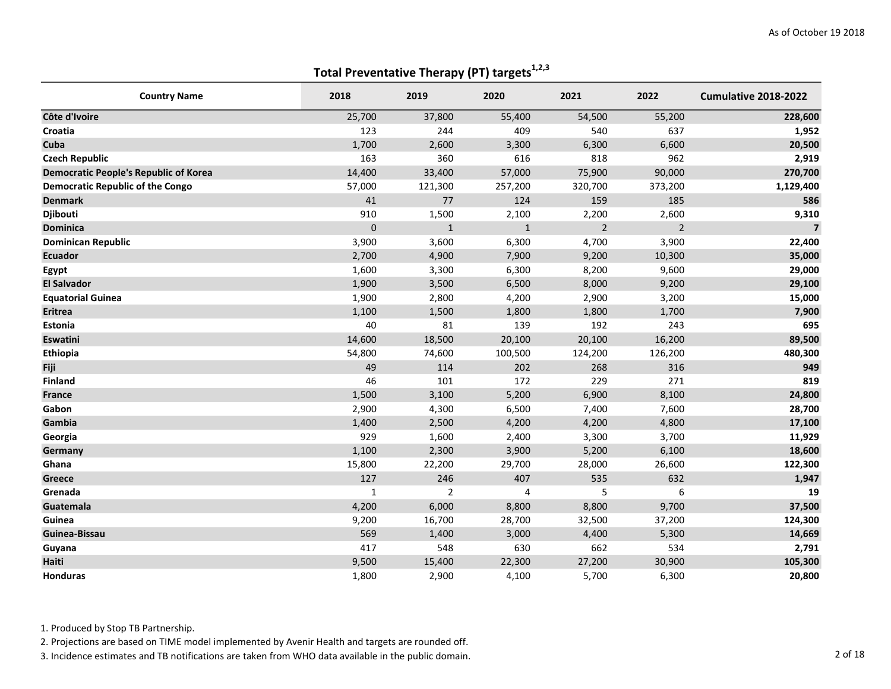As of October 19 2018

## Total Preventative Therapy (PT) targets[1,2,3]

| Country Name | 2018 | 2019 | 2020 | 2021 | 2022 | Cumulative 2018-2022 |
|---|---|---|---|---|---|---|
| **Côte d'Ivoire** | 25,700 | 37,800 | 55,400 | 54,500 | 55,200 | **228,600** |
| **Croatia** | 123 | 244 | 409 | 540 | 637 | **1,952** |
| **Cuba** | 1,700 | 2,600 | 3,300 | 6,300 | 6,600 | **20,500** |
| **Czech Republic** | 163 | 360 | 616 | 818 | 962 | **2,919** |
| **Democratic People's Republic of Korea** | 14,400 | 33,400 | 57,000 | 75,900 | 90,000 | **270,700** |
| **Democratic Republic of the Congo** | 57,000 | 121,300 | 257,200 | 320,700 | 373,200 | **1,129,400** |
| **Denmark** | 41 | 77 | 124 | 159 | 185 | **586** |
| **Djibouti** | 910 | 1,500 | 2,100 | 2,200 | 2,600 | **9,310** |
| **Dominica** | 0 | 1 | 1 | 2 | 2 | **7** |
| **Dominican Republic** | 3,900 | 3,600 | 6,300 | 4,700 | 3,900 | **22,400** |
| **Ecuador** | 2,700 | 4,900 | 7,900 | 9,200 | 10,300 | **35,000** |
| **Egypt** | 1,600 | 3,300 | 6,300 | 8,200 | 9,600 | **29,000** |
| **El Salvador** | 1,900 | 3,500 | 6,500 | 8,000 | 9,200 | **29,100** |
| **Equatorial Guinea** | 1,900 | 2,800 | 4,200 | 2,900 | 3,200 | **15,000** |
| **Eritrea** | 1,100 | 1,500 | 1,800 | 1,800 | 1,700 | **7,900** |
| **Estonia** | 40 | 81 | 139 | 192 | 243 | **695** |
| **Eswatini** | 14,600 | 18,500 | 20,100 | 20,100 | 16,200 | **89,500** |
| **Ethiopia** | 54,800 | 74,600 | 100,500 | 124,200 | 126,200 | **480,300** |
| **Fiji** | 49 | 114 | 202 | 268 | 316 | **949** |
| **Finland** | 46 | 101 | 172 | 229 | 271 | **819** |
| **France** | 1,500 | 3,100 | 5,200 | 6,900 | 8,100 | **24,800** |
| **Gabon** | 2,900 | 4,300 | 6,500 | 7,400 | 7,600 | **28,700** |
| **Gambia** | 1,400 | 2,500 | 4,200 | 4,200 | 4,800 | **17,100** |
| **Georgia** | 929 | 1,600 | 2,400 | 3,300 | 3,700 | **11,929** |
| **Germany** | 1,100 | 2,300 | 3,900 | 5,200 | 6,100 | **18,600** |
| **Ghana** | 15,800 | 22,200 | 29,700 | 28,000 | 26,600 | **122,300** |
| **Greece** | 127 | 246 | 407 | 535 | 632 | **1,947** |
| **Grenada** | 1 | 2 | 4 | 5 | 6 | **19** |
| **Guatemala** | 4,200 | 6,000 | 8,800 | 8,800 | 9,700 | **37,500** |
| **Guinea** | 9,200 | 16,700 | 28,700 | 32,500 | 37,200 | **124,300** |
| **Guinea-Bissau** | 569 | 1,400 | 3,000 | 4,400 | 5,300 | **14,669** |
| **Guyana** | 417 | 548 | 630 | 662 | 534 | **2,791** |
| **Haiti** | 9,500 | 15,400 | 22,300 | 27,200 | 30,900 | **105,300** |
| **Honduras** | 1,800 | 2,900 | 4,100 | 5,700 | 6,300 | **20,800** |

1. Produced by Stop TB Partnership.
2. Projections are based on TIME model implemented by Avenir Health and targets are rounded off.
3. Incidence estimates and TB notifications are taken from WHO data available in the public domain.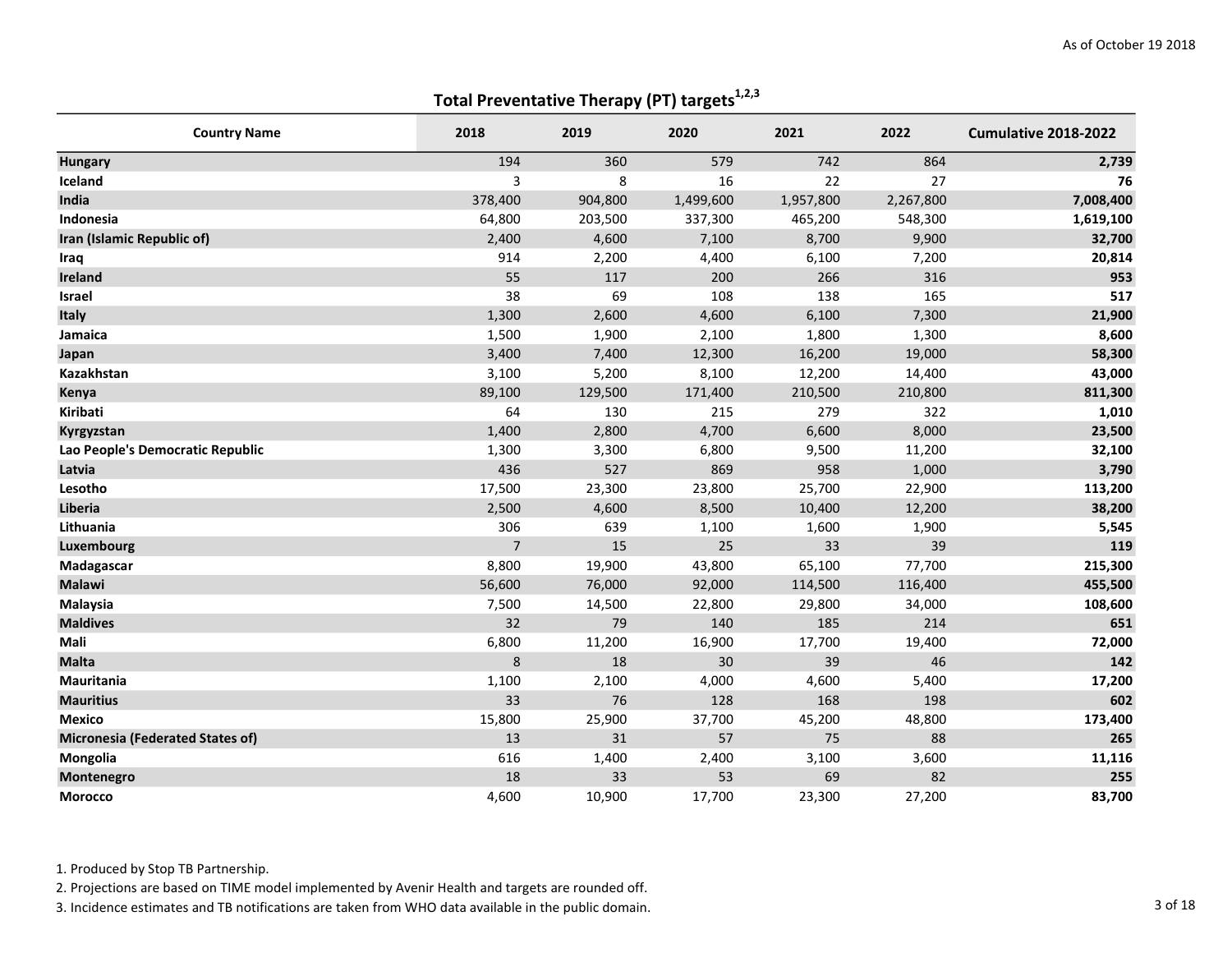As of October 19 2018

## Total Preventative Therapy (PT) targets[1,2,3]

| Country Name | 2018 | 2019 | 2020 | 2021 | 2022 | Cumulative 2018-2022 |
|---|---|---|---|---|---|---|
| **Hungary** | 194 | 360 | 579 | 742 | 864 | **2,739** |
| **Iceland** | 3 | 8 | 16 | 22 | 27 | **76** |
| **India** | 378,400 | 904,800 | 1,499,600 | 1,957,800 | 2,267,800 | **7,008,400** |
| **Indonesia** | 64,800 | 203,500 | 337,300 | 465,200 | 548,300 | **1,619,100** |
| **Iran (Islamic Republic of)** | 2,400 | 4,600 | 7,100 | 8,700 | 9,900 | **32,700** |
| **Iraq** | 914 | 2,200 | 4,400 | 6,100 | 7,200 | **20,814** |
| **Ireland** | 55 | 117 | 200 | 266 | 316 | **953** |
| **Israel** | 38 | 69 | 108 | 138 | 165 | **517** |
| **Italy** | 1,300 | 2,600 | 4,600 | 6,100 | 7,300 | **21,900** |
| **Jamaica** | 1,500 | 1,900 | 2,100 | 1,800 | 1,300 | **8,600** |
| **Japan** | 3,400 | 7,400 | 12,300 | 16,200 | 19,000 | **58,300** |
| **Kazakhstan** | 3,100 | 5,200 | 8,100 | 12,200 | 14,400 | **43,000** |
| **Kenya** | 89,100 | 129,500 | 171,400 | 210,500 | 210,800 | **811,300** |
| **Kiribati** | 64 | 130 | 215 | 279 | 322 | **1,010** |
| **Kyrgyzstan** | 1,400 | 2,800 | 4,700 | 6,600 | 8,000 | **23,500** |
| **Lao People's Democratic Republic** | 1,300 | 3,300 | 6,800 | 9,500 | 11,200 | **32,100** |
| **Latvia** | 436 | 527 | 869 | 958 | 1,000 | **3,790** |
| **Lesotho** | 17,500 | 23,300 | 23,800 | 25,700 | 22,900 | **113,200** |
| **Liberia** | 2,500 | 4,600 | 8,500 | 10,400 | 12,200 | **38,200** |
| **Lithuania** | 306 | 639 | 1,100 | 1,600 | 1,900 | **5,545** |
| **Luxembourg** | 7 | 15 | 25 | 33 | 39 | **119** |
| **Madagascar** | 8,800 | 19,900 | 43,800 | 65,100 | 77,700 | **215,300** |
| **Malawi** | 56,600 | 76,000 | 92,000 | 114,500 | 116,400 | **455,500** |
| **Malaysia** | 7,500 | 14,500 | 22,800 | 29,800 | 34,000 | **108,600** |
| **Maldives** | 32 | 79 | 140 | 185 | 214 | **651** |
| **Mali** | 6,800 | 11,200 | 16,900 | 17,700 | 19,400 | **72,000** |
| **Malta** | 8 | 18 | 30 | 39 | 46 | **142** |
| **Mauritania** | 1,100 | 2,100 | 4,000 | 4,600 | 5,400 | **17,200** |
| **Mauritius** | 33 | 76 | 128 | 168 | 198 | **602** |
| **Mexico** | 15,800 | 25,900 | 37,700 | 45,200 | 48,800 | **173,400** |
| **Micronesia (Federated States of)** | 13 | 31 | 57 | 75 | 88 | **265** |
| **Mongolia** | 616 | 1,400 | 2,400 | 3,100 | 3,600 | **11,116** |
| **Montenegro** | 18 | 33 | 53 | 69 | 82 | **255** |
| **Morocco** | 4,600 | 10,900 | 17,700 | 23,300 | 27,200 | **83,700** |

1. Produced by Stop TB Partnership.
2. Projections are based on TIME model implemented by Avenir Health and targets are rounded off.
3. Incidence estimates and TB notifications are taken from WHO data available in the public domain.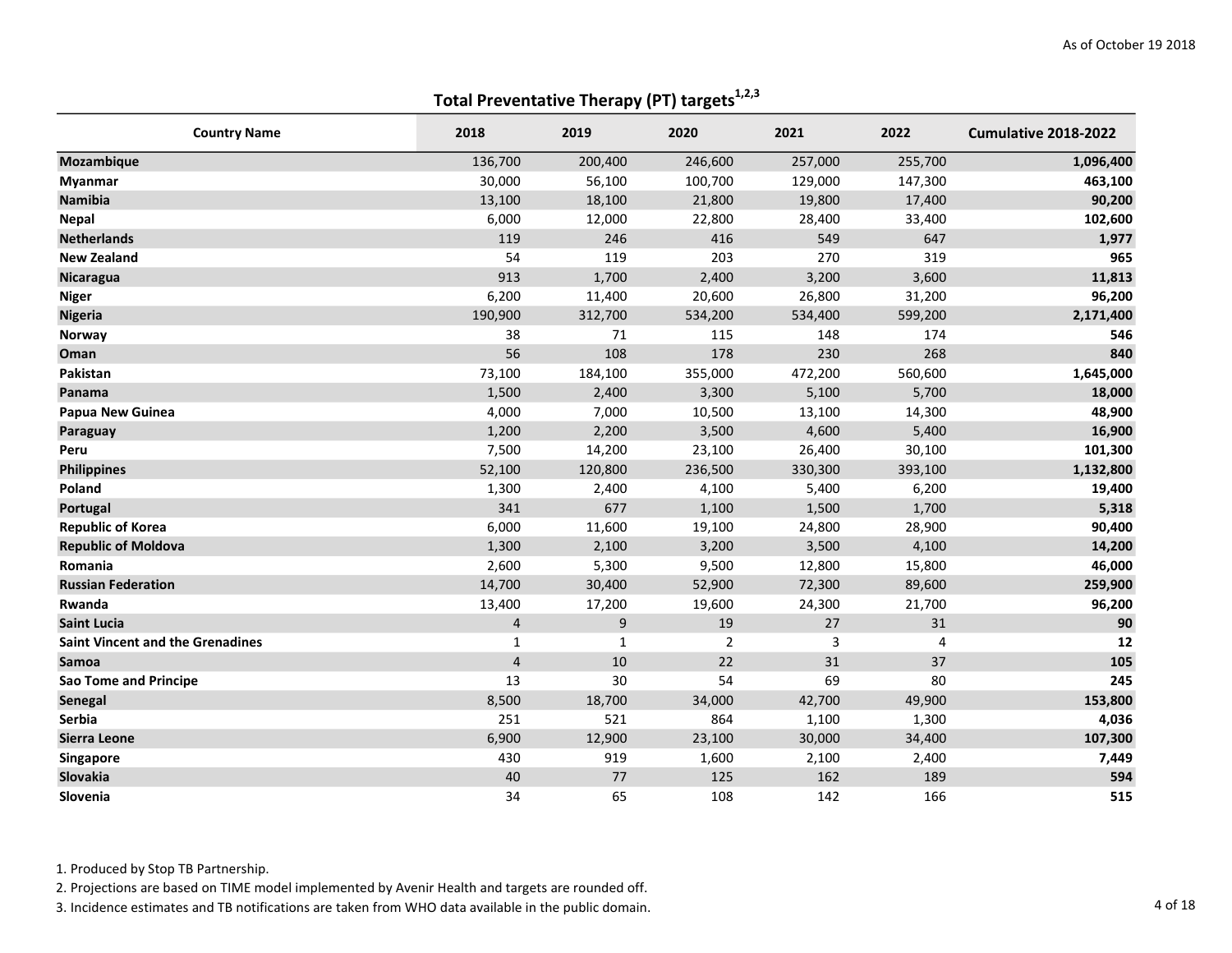As of October 19 2018

## Total Preventative Therapy (PT) targets[1,2,3]

| Country Name | 2018 | 2019 | 2020 | 2021 | 2022 | Cumulative 2018-2022 |
|---|---|---|---|---|---|---|
| **Mozambique** | 136,700 | 200,400 | 246,600 | 257,000 | 255,700 | **1,096,400** |
| **Myanmar** | 30,000 | 56,100 | 100,700 | 129,000 | 147,300 | **463,100** |
| **Namibia** | 13,100 | 18,100 | 21,800 | 19,800 | 17,400 | **90,200** |
| **Nepal** | 6,000 | 12,000 | 22,800 | 28,400 | 33,400 | **102,600** |
| **Netherlands** | 119 | 246 | 416 | 549 | 647 | **1,977** |
| **New Zealand** | 54 | 119 | 203 | 270 | 319 | **965** |
| **Nicaragua** | 913 | 1,700 | 2,400 | 3,200 | 3,600 | **11,813** |
| **Niger** | 6,200 | 11,400 | 20,600 | 26,800 | 31,200 | **96,200** |
| **Nigeria** | 190,900 | 312,700 | 534,200 | 534,400 | 599,200 | **2,171,400** |
| **Norway** | 38 | 71 | 115 | 148 | 174 | **546** |
| **Oman** | 56 | 108 | 178 | 230 | 268 | **840** |
| **Pakistan** | 73,100 | 184,100 | 355,000 | 472,200 | 560,600 | **1,645,000** |
| **Panama** | 1,500 | 2,400 | 3,300 | 5,100 | 5,700 | **18,000** |
| **Papua New Guinea** | 4,000 | 7,000 | 10,500 | 13,100 | 14,300 | **48,900** |
| **Paraguay** | 1,200 | 2,200 | 3,500 | 4,600 | 5,400 | **16,900** |
| **Peru** | 7,500 | 14,200 | 23,100 | 26,400 | 30,100 | **101,300** |
| **Philippines** | 52,100 | 120,800 | 236,500 | 330,300 | 393,100 | **1,132,800** |
| **Poland** | 1,300 | 2,400 | 4,100 | 5,400 | 6,200 | **19,400** |
| **Portugal** | 341 | 677 | 1,100 | 1,500 | 1,700 | **5,318** |
| **Republic of Korea** | 6,000 | 11,600 | 19,100 | 24,800 | 28,900 | **90,400** |
| **Republic of Moldova** | 1,300 | 2,100 | 3,200 | 3,500 | 4,100 | **14,200** |
| **Romania** | 2,600 | 5,300 | 9,500 | 12,800 | 15,800 | **46,000** |
| **Russian Federation** | 14,700 | 30,400 | 52,900 | 72,300 | 89,600 | **259,900** |
| **Rwanda** | 13,400 | 17,200 | 19,600 | 24,300 | 21,700 | **96,200** |
| **Saint Lucia** | 4 | 9 | 19 | 27 | 31 | **90** |
| **Saint Vincent and the Grenadines** | 1 | 1 | 2 | 3 | 4 | **12** |
| **Samoa** | 4 | 10 | 22 | 31 | 37 | **105** |
| **Sao Tome and Principe** | 13 | 30 | 54 | 69 | 80 | **245** |
| **Senegal** | 8,500 | 18,700 | 34,000 | 42,700 | 49,900 | **153,800** |
| **Serbia** | 251 | 521 | 864 | 1,100 | 1,300 | **4,036** |
| **Sierra Leone** | 6,900 | 12,900 | 23,100 | 30,000 | 34,400 | **107,300** |
| **Singapore** | 430 | 919 | 1,600 | 2,100 | 2,400 | **7,449** |
| **Slovakia** | 40 | 77 | 125 | 162 | 189 | **594** |
| **Slovenia** | 34 | 65 | 108 | 142 | 166 | **515** |

1. Produced by Stop TB Partnership.
2. Projections are based on TIME model implemented by Avenir Health and targets are rounded off.
3. Incidence estimates and TB notifications are taken from WHO data available in the public domain.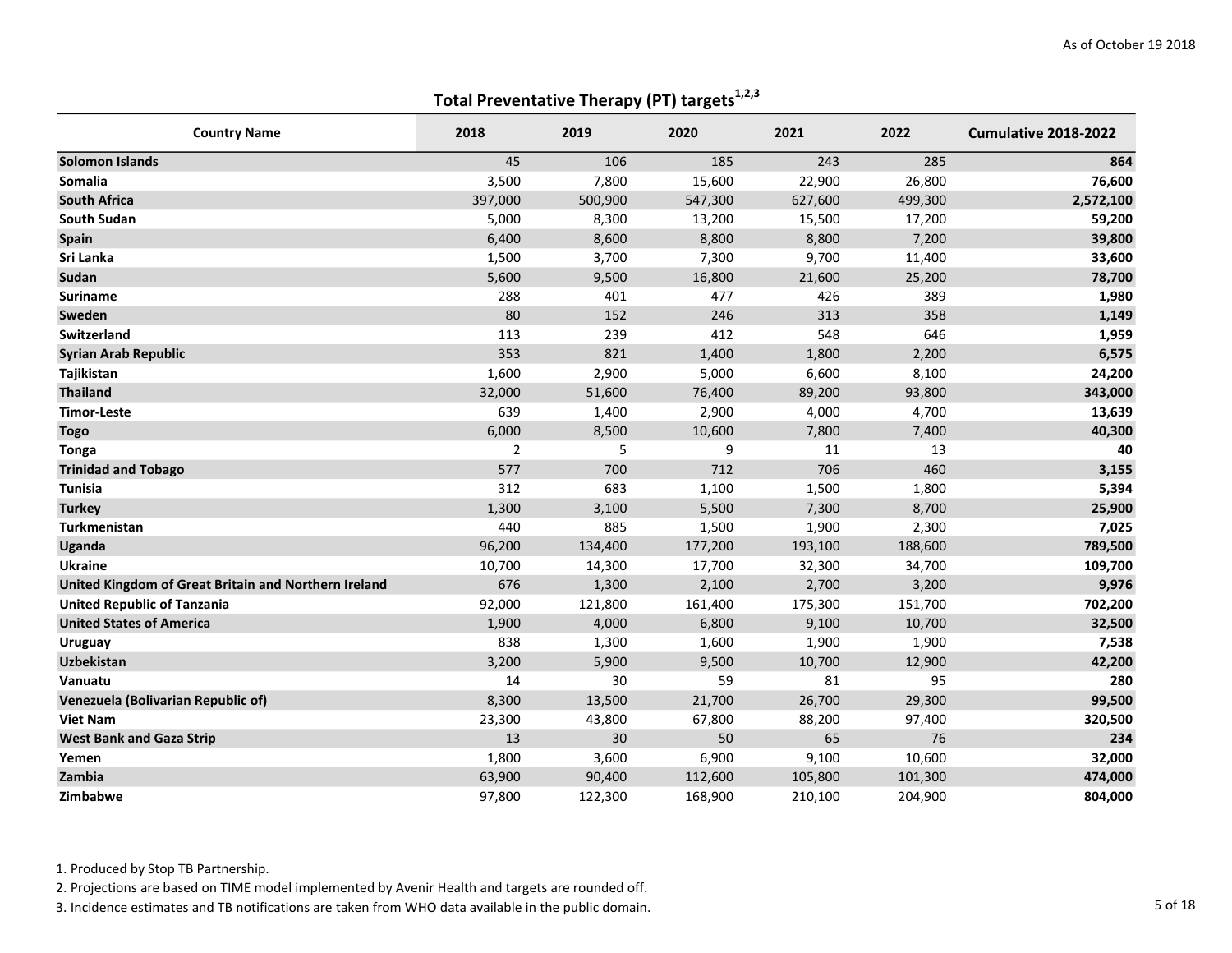As of October 19 2018

## Total Preventative Therapy (PT) targets[1,2,3]

| Country Name | 2018 | 2019 | 2020 | 2021 | 2022 | Cumulative 2018-2022 |
|---|---|---|---|---|---|---|
| **Solomon Islands** | 45 | 106 | 185 | 243 | 285 | **864** |
| **Somalia** | 3,500 | 7,800 | 15,600 | 22,900 | 26,800 | **76,600** |
| **South Africa** | 397,000 | 500,900 | 547,300 | 627,600 | 499,300 | **2,572,100** |
| **South Sudan** | 5,000 | 8,300 | 13,200 | 15,500 | 17,200 | **59,200** |
| **Spain** | 6,400 | 8,600 | 8,800 | 8,800 | 7,200 | **39,800** |
| **Sri Lanka** | 1,500 | 3,700 | 7,300 | 9,700 | 11,400 | **33,600** |
| **Sudan** | 5,600 | 9,500 | 16,800 | 21,600 | 25,200 | **78,700** |
| **Suriname** | 288 | 401 | 477 | 426 | 389 | **1,980** |
| **Sweden** | 80 | 152 | 246 | 313 | 358 | **1,149** |
| **Switzerland** | 113 | 239 | 412 | 548 | 646 | **1,959** |
| **Syrian Arab Republic** | 353 | 821 | 1,400 | 1,800 | 2,200 | **6,575** |
| **Tajikistan** | 1,600 | 2,900 | 5,000 | 6,600 | 8,100 | **24,200** |
| **Thailand** | 32,000 | 51,600 | 76,400 | 89,200 | 93,800 | **343,000** |
| **Timor-Leste** | 639 | 1,400 | 2,900 | 4,000 | 4,700 | **13,639** |
| **Togo** | 6,000 | 8,500 | 10,600 | 7,800 | 7,400 | **40,300** |
| **Tonga** | 2 | 5 | 9 | 11 | 13 | **40** |
| **Trinidad and Tobago** | 577 | 700 | 712 | 706 | 460 | **3,155** |
| **Tunisia** | 312 | 683 | 1,100 | 1,500 | 1,800 | **5,394** |
| **Turkey** | 1,300 | 3,100 | 5,500 | 7,300 | 8,700 | **25,900** |
| **Turkmenistan** | 440 | 885 | 1,500 | 1,900 | 2,300 | **7,025** |
| **Uganda** | 96,200 | 134,400 | 177,200 | 193,100 | 188,600 | **789,500** |
| **Ukraine** | 10,700 | 14,300 | 17,700 | 32,300 | 34,700 | **109,700** |
| **United Kingdom of Great Britain and Northern Ireland** | 676 | 1,300 | 2,100 | 2,700 | 3,200 | **9,976** |
| **United Republic of Tanzania** | 92,000 | 121,800 | 161,400 | 175,300 | 151,700 | **702,200** |
| **United States of America** | 1,900 | 4,000 | 6,800 | 9,100 | 10,700 | **32,500** |
| **Uruguay** | 838 | 1,300 | 1,600 | 1,900 | 1,900 | **7,538** |
| **Uzbekistan** | 3,200 | 5,900 | 9,500 | 10,700 | 12,900 | **42,200** |
| **Vanuatu** | 14 | 30 | 59 | 81 | 95 | **280** |
| **Venezuela (Bolivarian Republic of)** | 8,300 | 13,500 | 21,700 | 26,700 | 29,300 | **99,500** |
| **Viet Nam** | 23,300 | 43,800 | 67,800 | 88,200 | 97,400 | **320,500** |
| **West Bank and Gaza Strip** | 13 | 30 | 50 | 65 | 76 | **234** |
| **Yemen** | 1,800 | 3,600 | 6,900 | 9,100 | 10,600 | **32,000** |
| **Zambia** | 63,900 | 90,400 | 112,600 | 105,800 | 101,300 | **474,000** |
| **Zimbabwe** | 97,800 | 122,300 | 168,900 | 210,100 | 204,900 | **804,000** |

1. Produced by Stop TB Partnership.
2. Projections are based on TIME model implemented by Avenir Health and targets are rounded off.
3. Incidence estimates and TB notifications are taken from WHO data available in the public domain.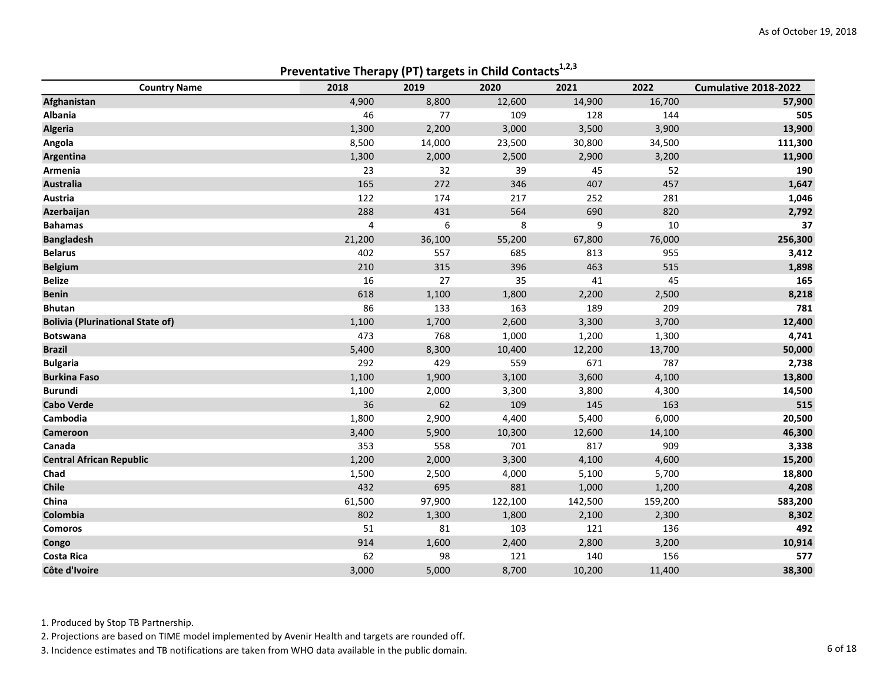As of October 19, 2018

## Preventative Therapy (PT) targets in Child Contacts[1,2,3]

| Country Name | 2018 | 2019 | 2020 | 2021 | 2022 | Cumulative 2018-2022 |
|---|---|---|---|---|---|---|
| **Afghanistan** | 4,900 | 8,800 | 12,600 | 14,900 | 16,700 | **57,900** |
| **Albania** | 46 | 77 | 109 | 128 | 144 | **505** |
| **Algeria** | 1,300 | 2,200 | 3,000 | 3,500 | 3,900 | **13,900** |
| **Angola** | 8,500 | 14,000 | 23,500 | 30,800 | 34,500 | **111,300** |
| **Argentina** | 1,300 | 2,000 | 2,500 | 2,900 | 3,200 | **11,900** |
| **Armenia** | 23 | 32 | 39 | 45 | 52 | **190** |
| **Australia** | 165 | 272 | 346 | 407 | 457 | **1,647** |
| **Austria** | 122 | 174 | 217 | 252 | 281 | **1,046** |
| **Azerbaijan** | 288 | 431 | 564 | 690 | 820 | **2,792** |
| **Bahamas** | 4 | 6 | 8 | 9 | 10 | **37** |
| **Bangladesh** | 21,200 | 36,100 | 55,200 | 67,800 | 76,000 | **256,300** |
| **Belarus** | 402 | 557 | 685 | 813 | 955 | **3,412** |
| **Belgium** | 210 | 315 | 396 | 463 | 515 | **1,898** |
| **Belize** | 16 | 27 | 35 | 41 | 45 | **165** |
| **Benin** | 618 | 1,100 | 1,800 | 2,200 | 2,500 | **8,218** |
| **Bhutan** | 86 | 133 | 163 | 189 | 209 | **781** |
| **Bolivia (Plurinational State of)** | 1,100 | 1,700 | 2,600 | 3,300 | 3,700 | **12,400** |
| **Botswana** | 473 | 768 | 1,000 | 1,200 | 1,300 | **4,741** |
| **Brazil** | 5,400 | 8,300 | 10,400 | 12,200 | 13,700 | **50,000** |
| **Bulgaria** | 292 | 429 | 559 | 671 | 787 | **2,738** |
| **Burkina Faso** | 1,100 | 1,900 | 3,100 | 3,600 | 4,100 | **13,800** |
| **Burundi** | 1,100 | 2,000 | 3,300 | 3,800 | 4,300 | **14,500** |
| **Cabo Verde** | 36 | 62 | 109 | 145 | 163 | **515** |
| **Cambodia** | 1,800 | 2,900 | 4,400 | 5,400 | 6,000 | **20,500** |
| **Cameroon** | 3,400 | 5,900 | 10,300 | 12,600 | 14,100 | **46,300** |
| **Canada** | 353 | 558 | 701 | 817 | 909 | **3,338** |
| **Central African Republic** | 1,200 | 2,000 | 3,300 | 4,100 | 4,600 | **15,200** |
| **Chad** | 1,500 | 2,500 | 4,000 | 5,100 | 5,700 | **18,800** |
| **Chile** | 432 | 695 | 881 | 1,000 | 1,200 | **4,208** |
| **China** | 61,500 | 97,900 | 122,100 | 142,500 | 159,200 | **583,200** |
| **Colombia** | 802 | 1,300 | 1,800 | 2,100 | 2,300 | **8,302** |
| **Comoros** | 51 | 81 | 103 | 121 | 136 | **492** |
| **Congo** | 914 | 1,600 | 2,400 | 2,800 | 3,200 | **10,914** |
| **Costa Rica** | 62 | 98 | 121 | 140 | 156 | **577** |
| **Côte d'Ivoire** | 3,000 | 5,000 | 8,700 | 10,200 | 11,400 | **38,300** |

1. Produced by Stop TB Partnership.
2. Projections are based on TIME model implemented by Avenir Health and targets are rounded off.
3. Incidence estimates and TB notifications are taken from WHO data available in the public domain.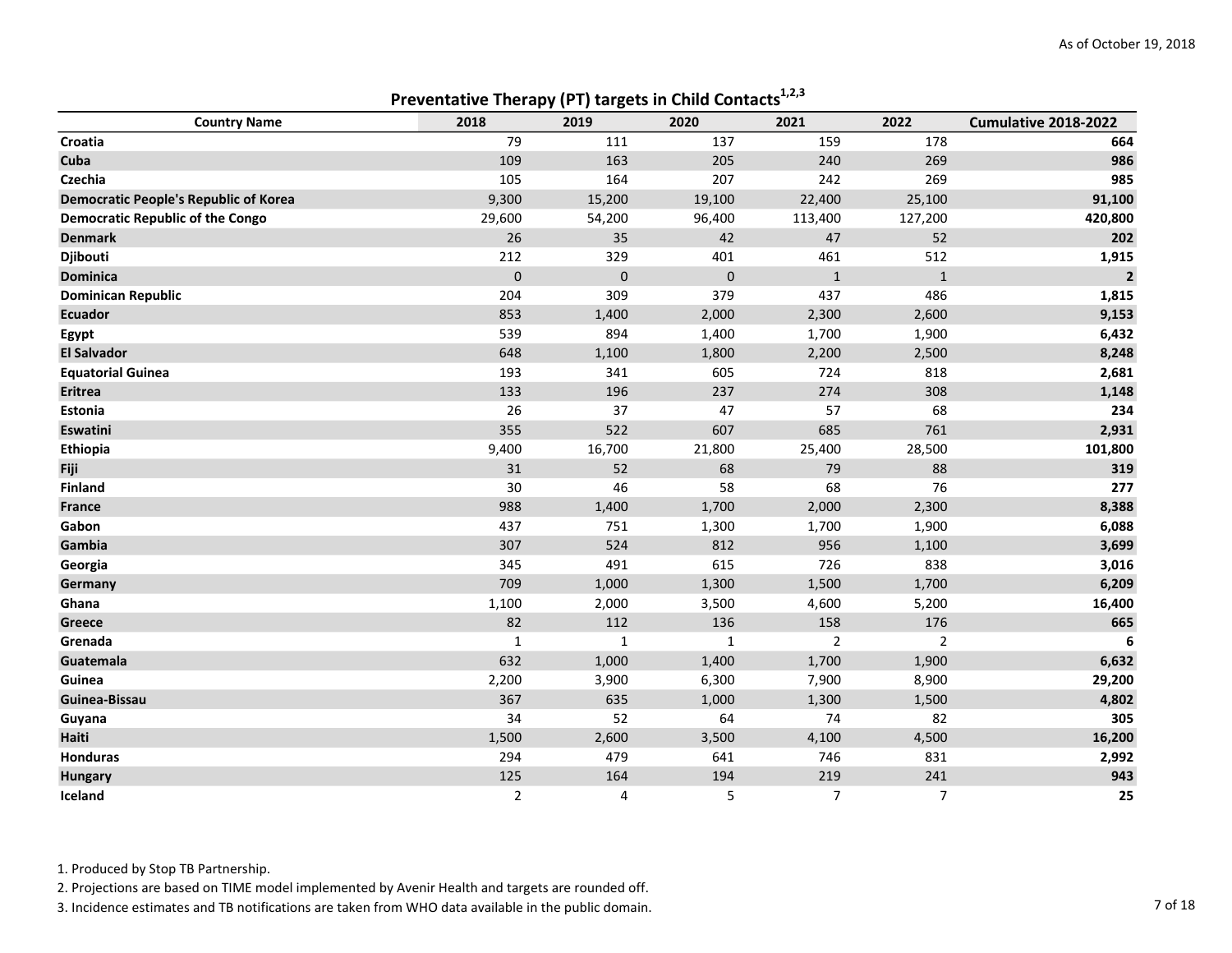As of October 19, 2018

## Preventative Therapy (PT) targets in Child Contacts[1,2,3]

| Country Name | 2018 | 2019 | 2020 | 2021 | 2022 | Cumulative 2018-2022 |
|---|---|---|---|---|---|---|
| **Croatia** | 79 | 111 | 137 | 159 | 178 | **664** |
| **Cuba** | 109 | 163 | 205 | 240 | 269 | **986** |
| **Czechia** | 105 | 164 | 207 | 242 | 269 | **985** |
| **Democratic People's Republic of Korea** | 9,300 | 15,200 | 19,100 | 22,400 | 25,100 | **91,100** |
| **Democratic Republic of the Congo** | 29,600 | 54,200 | 96,400 | 113,400 | 127,200 | **420,800** |
| **Denmark** | 26 | 35 | 42 | 47 | 52 | **202** |
| **Djibouti** | 212 | 329 | 401 | 461 | 512 | **1,915** |
| **Dominica** | 0 | 0 | 0 | 1 | 1 | **2** |
| **Dominican Republic** | 204 | 309 | 379 | 437 | 486 | **1,815** |
| **Ecuador** | 853 | 1,400 | 2,000 | 2,300 | 2,600 | **9,153** |
| **Egypt** | 539 | 894 | 1,400 | 1,700 | 1,900 | **6,432** |
| **El Salvador** | 648 | 1,100 | 1,800 | 2,200 | 2,500 | **8,248** |
| **Equatorial Guinea** | 193 | 341 | 605 | 724 | 818 | **2,681** |
| **Eritrea** | 133 | 196 | 237 | 274 | 308 | **1,148** |
| **Estonia** | 26 | 37 | 47 | 57 | 68 | **234** |
| **Eswatini** | 355 | 522 | 607 | 685 | 761 | **2,931** |
| **Ethiopia** | 9,400 | 16,700 | 21,800 | 25,400 | 28,500 | **101,800** |
| **Fiji** | 31 | 52 | 68 | 79 | 88 | **319** |
| **Finland** | 30 | 46 | 58 | 68 | 76 | **277** |
| **France** | 988 | 1,400 | 1,700 | 2,000 | 2,300 | **8,388** |
| **Gabon** | 437 | 751 | 1,300 | 1,700 | 1,900 | **6,088** |
| **Gambia** | 307 | 524 | 812 | 956 | 1,100 | **3,699** |
| **Georgia** | 345 | 491 | 615 | 726 | 838 | **3,016** |
| **Germany** | 709 | 1,000 | 1,300 | 1,500 | 1,700 | **6,209** |
| **Ghana** | 1,100 | 2,000 | 3,500 | 4,600 | 5,200 | **16,400** |
| **Greece** | 82 | 112 | 136 | 158 | 176 | **665** |
| **Grenada** | 1 | 1 | 1 | 2 | 2 | **6** |
| **Guatemala** | 632 | 1,000 | 1,400 | 1,700 | 1,900 | **6,632** |
| **Guinea** | 2,200 | 3,900 | 6,300 | 7,900 | 8,900 | **29,200** |
| **Guinea-Bissau** | 367 | 635 | 1,000 | 1,300 | 1,500 | **4,802** |
| **Guyana** | 34 | 52 | 64 | 74 | 82 | **305** |
| **Haiti** | 1,500 | 2,600 | 3,500 | 4,100 | 4,500 | **16,200** |
| **Honduras** | 294 | 479 | 641 | 746 | 831 | **2,992** |
| **Hungary** | 125 | 164 | 194 | 219 | 241 | **943** |
| **Iceland** | 2 | 4 | 5 | 7 | 7 | **25** |

1. Produced by Stop TB Partnership.
2. Projections are based on TIME model implemented by Avenir Health and targets are rounded off.
3. Incidence estimates and TB notifications are taken from WHO data available in the public domain.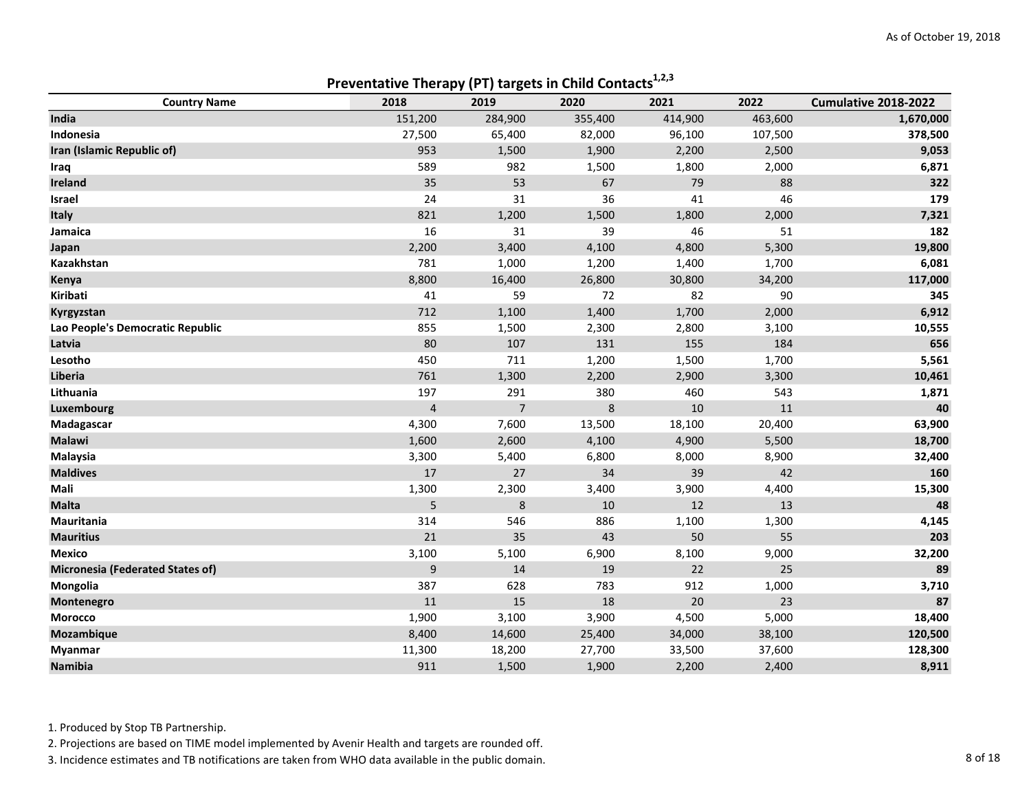As of October 19, 2018

## Preventative Therapy (PT) targets in Child Contacts[1,2,3]

| Country Name | 2018 | 2019 | 2020 | 2021 | 2022 | Cumulative 2018-2022 |
|---|---|---|---|---|---|---|
| **India** | 151,200 | 284,900 | 355,400 | 414,900 | 463,600 | **1,670,000** |
| **Indonesia** | 27,500 | 65,400 | 82,000 | 96,100 | 107,500 | **378,500** |
| **Iran (Islamic Republic of)** | 953 | 1,500 | 1,900 | 2,200 | 2,500 | **9,053** |
| **Iraq** | 589 | 982 | 1,500 | 1,800 | 2,000 | **6,871** |
| **Ireland** | 35 | 53 | 67 | 79 | 88 | **322** |
| **Israel** | 24 | 31 | 36 | 41 | 46 | **179** |
| **Italy** | 821 | 1,200 | 1,500 | 1,800 | 2,000 | **7,321** |
| **Jamaica** | 16 | 31 | 39 | 46 | 51 | **182** |
| **Japan** | 2,200 | 3,400 | 4,100 | 4,800 | 5,300 | **19,800** |
| **Kazakhstan** | 781 | 1,000 | 1,200 | 1,400 | 1,700 | **6,081** |
| **Kenya** | 8,800 | 16,400 | 26,800 | 30,800 | 34,200 | **117,000** |
| **Kiribati** | 41 | 59 | 72 | 82 | 90 | **345** |
| **Kyrgyzstan** | 712 | 1,100 | 1,400 | 1,700 | 2,000 | **6,912** |
| **Lao People's Democratic Republic** | 855 | 1,500 | 2,300 | 2,800 | 3,100 | **10,555** |
| **Latvia** | 80 | 107 | 131 | 155 | 184 | **656** |
| **Lesotho** | 450 | 711 | 1,200 | 1,500 | 1,700 | **5,561** |
| **Liberia** | 761 | 1,300 | 2,200 | 2,900 | 3,300 | **10,461** |
| **Lithuania** | 197 | 291 | 380 | 460 | 543 | **1,871** |
| **Luxembourg** | 4 | 7 | 8 | 10 | 11 | **40** |
| **Madagascar** | 4,300 | 7,600 | 13,500 | 18,100 | 20,400 | **63,900** |
| **Malawi** | 1,600 | 2,600 | 4,100 | 4,900 | 5,500 | **18,700** |
| **Malaysia** | 3,300 | 5,400 | 6,800 | 8,000 | 8,900 | **32,400** |
| **Maldives** | 17 | 27 | 34 | 39 | 42 | **160** |
| **Mali** | 1,300 | 2,300 | 3,400 | 3,900 | 4,400 | **15,300** |
| **Malta** | 5 | 8 | 10 | 12 | 13 | **48** |
| **Mauritania** | 314 | 546 | 886 | 1,100 | 1,300 | **4,145** |
| **Mauritius** | 21 | 35 | 43 | 50 | 55 | **203** |
| **Mexico** | 3,100 | 5,100 | 6,900 | 8,100 | 9,000 | **32,200** |
| **Micronesia (Federated States of)** | 9 | 14 | 19 | 22 | 25 | **89** |
| **Mongolia** | 387 | 628 | 783 | 912 | 1,000 | **3,710** |
| **Montenegro** | 11 | 15 | 18 | 20 | 23 | **87** |
| **Morocco** | 1,900 | 3,100 | 3,900 | 4,500 | 5,000 | **18,400** |
| **Mozambique** | 8,400 | 14,600 | 25,400 | 34,000 | 38,100 | **120,500** |
| **Myanmar** | 11,300 | 18,200 | 27,700 | 33,500 | 37,600 | **128,300** |
| **Namibia** | 911 | 1,500 | 1,900 | 2,200 | 2,400 | **8,911** |

1. Produced by Stop TB Partnership.
2. Projections are based on TIME model implemented by Avenir Health and targets are rounded off.
3. Incidence estimates and TB notifications are taken from WHO data available in the public domain.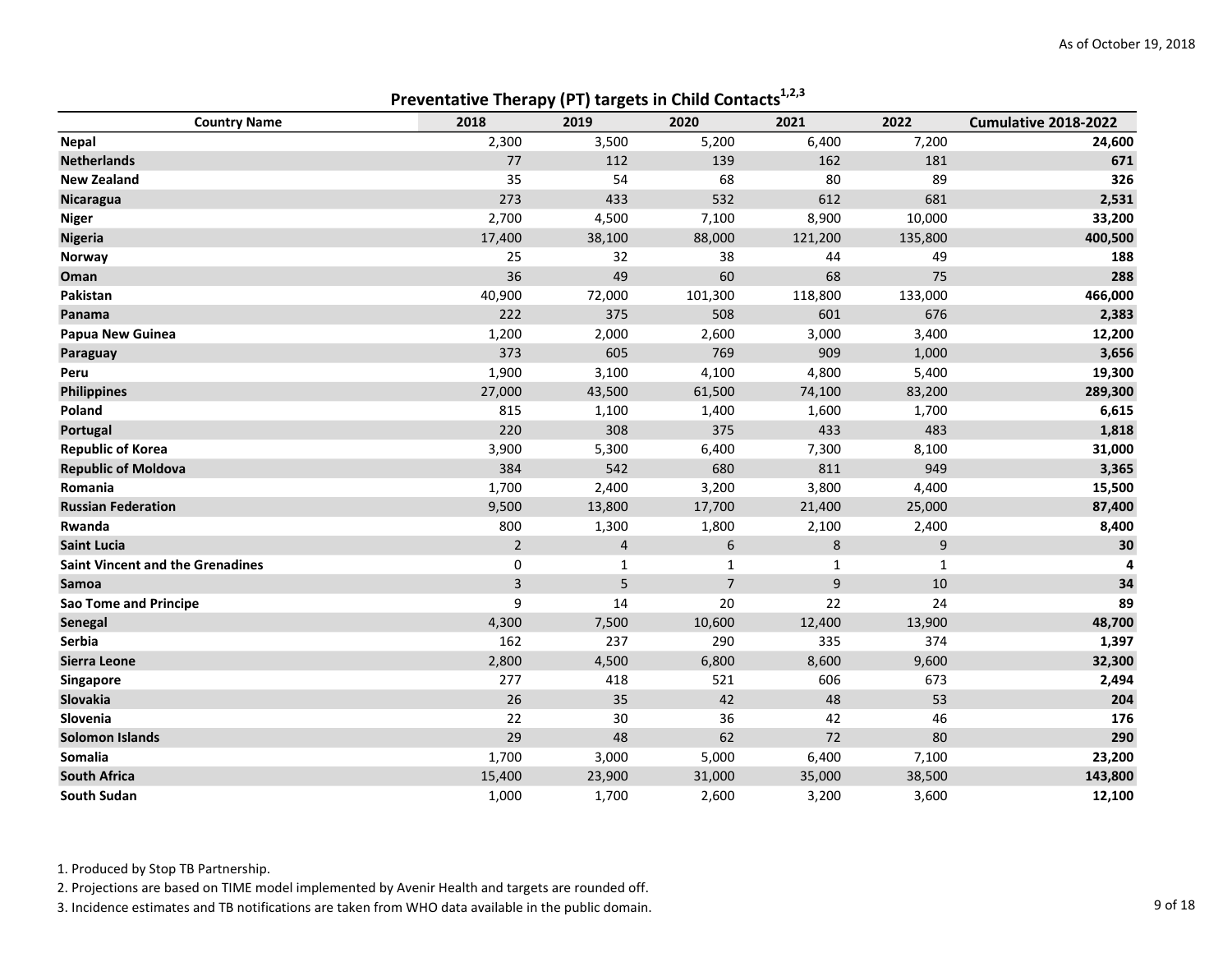As of October 19, 2018

## Preventative Therapy (PT) targets in Child Contacts[1,2,3]

| Country Name | 2018 | 2019 | 2020 | 2021 | 2022 | Cumulative 2018-2022 |
|---|---|---|---|---|---|---|
| **Nepal** | 2,300 | 3,500 | 5,200 | 6,400 | 7,200 | **24,600** |
| **Netherlands** | 77 | 112 | 139 | 162 | 181 | **671** |
| **New Zealand** | 35 | 54 | 68 | 80 | 89 | **326** |
| **Nicaragua** | 273 | 433 | 532 | 612 | 681 | **2,531** |
| **Niger** | 2,700 | 4,500 | 7,100 | 8,900 | 10,000 | **33,200** |
| **Nigeria** | 17,400 | 38,100 | 88,000 | 121,200 | 135,800 | **400,500** |
| **Norway** | 25 | 32 | 38 | 44 | 49 | **188** |
| **Oman** | 36 | 49 | 60 | 68 | 75 | **288** |
| **Pakistan** | 40,900 | 72,000 | 101,300 | 118,800 | 133,000 | **466,000** |
| **Panama** | 222 | 375 | 508 | 601 | 676 | **2,383** |
| **Papua New Guinea** | 1,200 | 2,000 | 2,600 | 3,000 | 3,400 | **12,200** |
| **Paraguay** | 373 | 605 | 769 | 909 | 1,000 | **3,656** |
| **Peru** | 1,900 | 3,100 | 4,100 | 4,800 | 5,400 | **19,300** |
| **Philippines** | 27,000 | 43,500 | 61,500 | 74,100 | 83,200 | **289,300** |
| **Poland** | 815 | 1,100 | 1,400 | 1,600 | 1,700 | **6,615** |
| **Portugal** | 220 | 308 | 375 | 433 | 483 | **1,818** |
| **Republic of Korea** | 3,900 | 5,300 | 6,400 | 7,300 | 8,100 | **31,000** |
| **Republic of Moldova** | 384 | 542 | 680 | 811 | 949 | **3,365** |
| **Romania** | 1,700 | 2,400 | 3,200 | 3,800 | 4,400 | **15,500** |
| **Russian Federation** | 9,500 | 13,800 | 17,700 | 21,400 | 25,000 | **87,400** |
| **Rwanda** | 800 | 1,300 | 1,800 | 2,100 | 2,400 | **8,400** |
| **Saint Lucia** | 2 | 4 | 6 | 8 | 9 | **30** |
| **Saint Vincent and the Grenadines** | 0 | 1 | 1 | 1 | 1 | **4** |
| **Samoa** | 3 | 5 | 7 | 9 | 10 | **34** |
| **Sao Tome and Principe** | 9 | 14 | 20 | 22 | 24 | **89** |
| **Senegal** | 4,300 | 7,500 | 10,600 | 12,400 | 13,900 | **48,700** |
| **Serbia** | 162 | 237 | 290 | 335 | 374 | **1,397** |
| **Sierra Leone** | 2,800 | 4,500 | 6,800 | 8,600 | 9,600 | **32,300** |
| **Singapore** | 277 | 418 | 521 | 606 | 673 | **2,494** |
| **Slovakia** | 26 | 35 | 42 | 48 | 53 | **204** |
| **Slovenia** | 22 | 30 | 36 | 42 | 46 | **176** |
| **Solomon Islands** | 29 | 48 | 62 | 72 | 80 | **290** |
| **Somalia** | 1,700 | 3,000 | 5,000 | 6,400 | 7,100 | **23,200** |
| **South Africa** | 15,400 | 23,900 | 31,000 | 35,000 | 38,500 | **143,800** |
| **South Sudan** | 1,000 | 1,700 | 2,600 | 3,200 | 3,600 | **12,100** |

1. Produced by Stop TB Partnership.
2. Projections are based on TIME model implemented by Avenir Health and targets are rounded off.
3. Incidence estimates and TB notifications are taken from WHO data available in the public domain.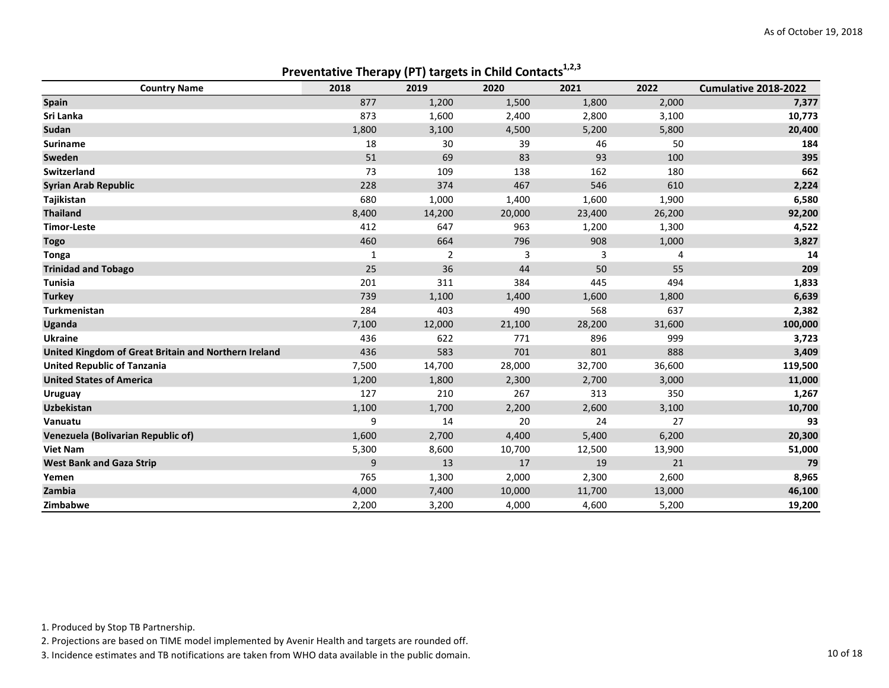As of October 19, 2018

## Preventative Therapy (PT) targets in Child Contacts[1,2,3]

| Country Name | 2018 | 2019 | 2020 | 2021 | 2022 | Cumulative 2018-2022 |
|---|---|---|---|---|---|---|
| **Spain** | 877 | 1,200 | 1,500 | 1,800 | 2,000 | **7,377** |
| **Sri Lanka** | 873 | 1,600 | 2,400 | 2,800 | 3,100 | **10,773** |
| **Sudan** | 1,800 | 3,100 | 4,500 | 5,200 | 5,800 | **20,400** |
| **Suriname** | 18 | 30 | 39 | 46 | 50 | **184** |
| **Sweden** | 51 | 69 | 83 | 93 | 100 | **395** |
| **Switzerland** | 73 | 109 | 138 | 162 | 180 | **662** |
| **Syrian Arab Republic** | 228 | 374 | 467 | 546 | 610 | **2,224** |
| **Tajikistan** | 680 | 1,000 | 1,400 | 1,600 | 1,900 | **6,580** |
| **Thailand** | 8,400 | 14,200 | 20,000 | 23,400 | 26,200 | **92,200** |
| **Timor-Leste** | 412 | 647 | 963 | 1,200 | 1,300 | **4,522** |
| **Togo** | 460 | 664 | 796 | 908 | 1,000 | **3,827** |
| **Tonga** | 1 | 2 | 3 | 3 | 4 | **14** |
| **Trinidad and Tobago** | 25 | 36 | 44 | 50 | 55 | **209** |
| **Tunisia** | 201 | 311 | 384 | 445 | 494 | **1,833** |
| **Turkey** | 739 | 1,100 | 1,400 | 1,600 | 1,800 | **6,639** |
| **Turkmenistan** | 284 | 403 | 490 | 568 | 637 | **2,382** |
| **Uganda** | 7,100 | 12,000 | 21,100 | 28,200 | 31,600 | **100,000** |
| **Ukraine** | 436 | 622 | 771 | 896 | 999 | **3,723** |
| **United Kingdom of Great Britain and Northern Ireland** | 436 | 583 | 701 | 801 | 888 | **3,409** |
| **United Republic of Tanzania** | 7,500 | 14,700 | 28,000 | 32,700 | 36,600 | **119,500** |
| **United States of America** | 1,200 | 1,800 | 2,300 | 2,700 | 3,000 | **11,000** |
| **Uruguay** | 127 | 210 | 267 | 313 | 350 | **1,267** |
| **Uzbekistan** | 1,100 | 1,700 | 2,200 | 2,600 | 3,100 | **10,700** |
| **Vanuatu** | 9 | 14 | 20 | 24 | 27 | **93** |
| **Venezuela (Bolivarian Republic of)** | 1,600 | 2,700 | 4,400 | 5,400 | 6,200 | **20,300** |
| **Viet Nam** | 5,300 | 8,600 | 10,700 | 12,500 | 13,900 | **51,000** |
| **West Bank and Gaza Strip** | 9 | 13 | 17 | 19 | 21 | **79** |
| **Yemen** | 765 | 1,300 | 2,000 | 2,300 | 2,600 | **8,965** |
| **Zambia** | 4,000 | 7,400 | 10,000 | 11,700 | 13,000 | **46,100** |
| **Zimbabwe** | 2,200 | 3,200 | 4,000 | 4,600 | 5,200 | **19,200** |

1. Produced by Stop TB Partnership.
2. Projections are based on TIME model implemented by Avenir Health and targets are rounded off.
3. Incidence estimates and TB notifications are taken from WHO data available in the public domain.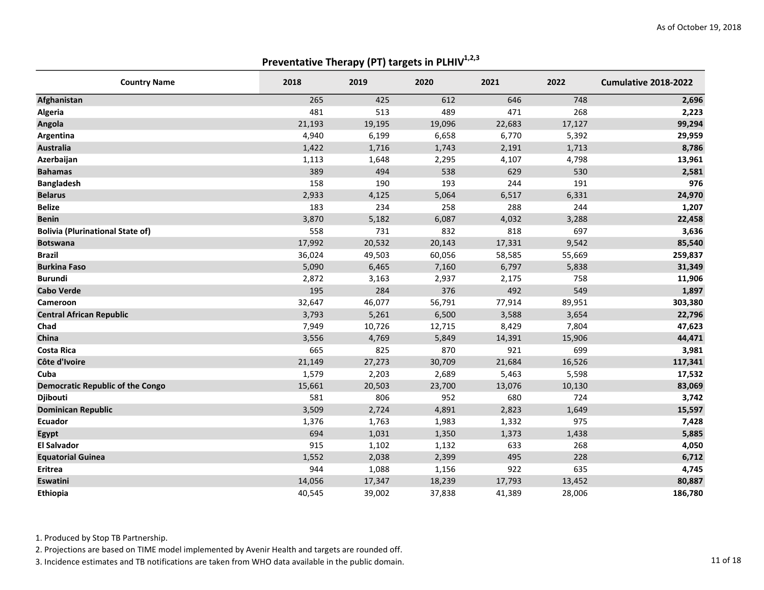As of October 19, 2018

## Preventative Therapy (PT) targets in PLHIV[1,2,3]

| Country Name | 2018 | 2019 | 2020 | 2021 | 2022 | Cumulative 2018-2022 |
|---|---|---|---|---|---|---|
| **Afghanistan** | 265 | 425 | 612 | 646 | 748 | **2,696** |
| **Algeria** | 481 | 513 | 489 | 471 | 268 | **2,223** |
| **Angola** | 21,193 | 19,195 | 19,096 | 22,683 | 17,127 | **99,294** |
| **Argentina** | 4,940 | 6,199 | 6,658 | 6,770 | 5,392 | **29,959** |
| **Australia** | 1,422 | 1,716 | 1,743 | 2,191 | 1,713 | **8,786** |
| **Azerbaijan** | 1,113 | 1,648 | 2,295 | 4,107 | 4,798 | **13,961** |
| **Bahamas** | 389 | 494 | 538 | 629 | 530 | **2,581** |
| **Bangladesh** | 158 | 190 | 193 | 244 | 191 | **976** |
| **Belarus** | 2,933 | 4,125 | 5,064 | 6,517 | 6,331 | **24,970** |
| **Belize** | 183 | 234 | 258 | 288 | 244 | **1,207** |
| **Benin** | 3,870 | 5,182 | 6,087 | 4,032 | 3,288 | **22,458** |
| **Bolivia (Plurinational State of)** | 558 | 731 | 832 | 818 | 697 | **3,636** |
| **Botswana** | 17,992 | 20,532 | 20,143 | 17,331 | 9,542 | **85,540** |
| **Brazil** | 36,024 | 49,503 | 60,056 | 58,585 | 55,669 | **259,837** |
| **Burkina Faso** | 5,090 | 6,465 | 7,160 | 6,797 | 5,838 | **31,349** |
| **Burundi** | 2,872 | 3,163 | 2,937 | 2,175 | 758 | **11,906** |
| **Cabo Verde** | 195 | 284 | 376 | 492 | 549 | **1,897** |
| **Cameroon** | 32,647 | 46,077 | 56,791 | 77,914 | 89,951 | **303,380** |
| **Central African Republic** | 3,793 | 5,261 | 6,500 | 3,588 | 3,654 | **22,796** |
| **Chad** | 7,949 | 10,726 | 12,715 | 8,429 | 7,804 | **47,623** |
| **China** | 3,556 | 4,769 | 5,849 | 14,391 | 15,906 | **44,471** |
| **Costa Rica** | 665 | 825 | 870 | 921 | 699 | **3,981** |
| **Côte d'Ivoire** | 21,149 | 27,273 | 30,709 | 21,684 | 16,526 | **117,341** |
| **Cuba** | 1,579 | 2,203 | 2,689 | 5,463 | 5,598 | **17,532** |
| **Democratic Republic of the Congo** | 15,661 | 20,503 | 23,700 | 13,076 | 10,130 | **83,069** |
| **Djibouti** | 581 | 806 | 952 | 680 | 724 | **3,742** |
| **Dominican Republic** | 3,509 | 2,724 | 4,891 | 2,823 | 1,649 | **15,597** |
| **Ecuador** | 1,376 | 1,763 | 1,983 | 1,332 | 975 | **7,428** |
| **Egypt** | 694 | 1,031 | 1,350 | 1,373 | 1,438 | **5,885** |
| **El Salvador** | 915 | 1,102 | 1,132 | 633 | 268 | **4,050** |
| **Equatorial Guinea** | 1,552 | 2,038 | 2,399 | 495 | 228 | **6,712** |
| **Eritrea** | 944 | 1,088 | 1,156 | 922 | 635 | **4,745** |
| **Eswatini** | 14,056 | 17,347 | 18,239 | 17,793 | 13,452 | **80,887** |
| **Ethiopia** | 40,545 | 39,002 | 37,838 | 41,389 | 28,006 | **186,780** |

1. Produced by Stop TB Partnership.
2. Projections are based on TIME model implemented by Avenir Health and targets are rounded off.
3. Incidence estimates and TB notifications are taken from WHO data available in the public domain.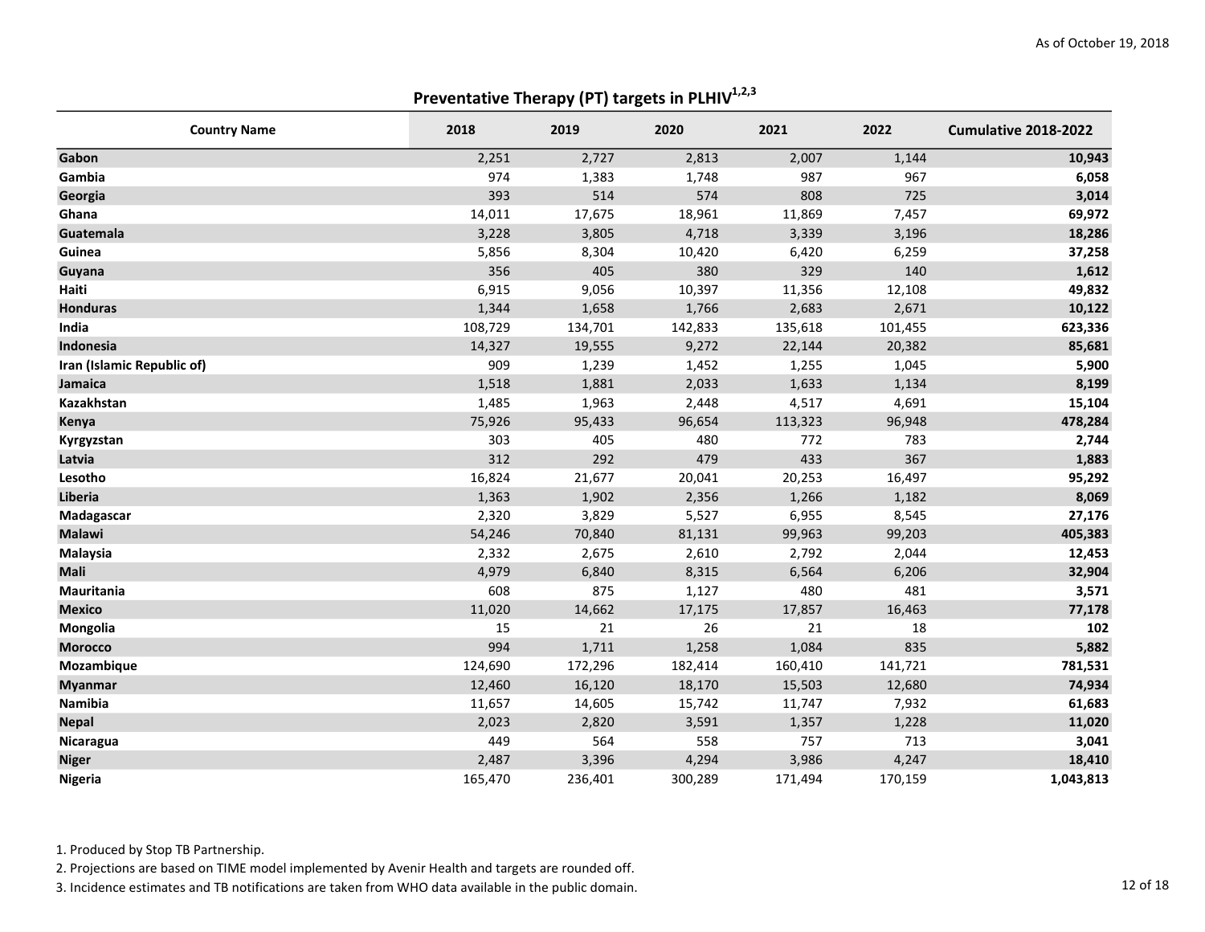As of October 19, 2018

## Preventative Therapy (PT) targets in PLHIV[1,2,3]

| Country Name | 2018 | 2019 | 2020 | 2021 | 2022 | Cumulative 2018-2022 |
|---|---|---|---|---|---|---|
| **Gabon** | 2,251 | 2,727 | 2,813 | 2,007 | 1,144 | **10,943** |
| **Gambia** | 974 | 1,383 | 1,748 | 987 | 967 | **6,058** |
| **Georgia** | 393 | 514 | 574 | 808 | 725 | **3,014** |
| **Ghana** | 14,011 | 17,675 | 18,961 | 11,869 | 7,457 | **69,972** |
| **Guatemala** | 3,228 | 3,805 | 4,718 | 3,339 | 3,196 | **18,286** |
| **Guinea** | 5,856 | 8,304 | 10,420 | 6,420 | 6,259 | **37,258** |
| **Guyana** | 356 | 405 | 380 | 329 | 140 | **1,612** |
| **Haiti** | 6,915 | 9,056 | 10,397 | 11,356 | 12,108 | **49,832** |
| **Honduras** | 1,344 | 1,658 | 1,766 | 2,683 | 2,671 | **10,122** |
| **India** | 108,729 | 134,701 | 142,833 | 135,618 | 101,455 | **623,336** |
| **Indonesia** | 14,327 | 19,555 | 9,272 | 22,144 | 20,382 | **85,681** |
| **Iran (Islamic Republic of)** | 909 | 1,239 | 1,452 | 1,255 | 1,045 | **5,900** |
| **Jamaica** | 1,518 | 1,881 | 2,033 | 1,633 | 1,134 | **8,199** |
| **Kazakhstan** | 1,485 | 1,963 | 2,448 | 4,517 | 4,691 | **15,104** |
| **Kenya** | 75,926 | 95,433 | 96,654 | 113,323 | 96,948 | **478,284** |
| **Kyrgyzstan** | 303 | 405 | 480 | 772 | 783 | **2,744** |
| **Latvia** | 312 | 292 | 479 | 433 | 367 | **1,883** |
| **Lesotho** | 16,824 | 21,677 | 20,041 | 20,253 | 16,497 | **95,292** |
| **Liberia** | 1,363 | 1,902 | 2,356 | 1,266 | 1,182 | **8,069** |
| **Madagascar** | 2,320 | 3,829 | 5,527 | 6,955 | 8,545 | **27,176** |
| **Malawi** | 54,246 | 70,840 | 81,131 | 99,963 | 99,203 | **405,383** |
| **Malaysia** | 2,332 | 2,675 | 2,610 | 2,792 | 2,044 | **12,453** |
| **Mali** | 4,979 | 6,840 | 8,315 | 6,564 | 6,206 | **32,904** |
| **Mauritania** | 608 | 875 | 1,127 | 480 | 481 | **3,571** |
| **Mexico** | 11,020 | 14,662 | 17,175 | 17,857 | 16,463 | **77,178** |
| **Mongolia** | 15 | 21 | 26 | 21 | 18 | **102** |
| **Morocco** | 994 | 1,711 | 1,258 | 1,084 | 835 | **5,882** |
| **Mozambique** | 124,690 | 172,296 | 182,414 | 160,410 | 141,721 | **781,531** |
| **Myanmar** | 12,460 | 16,120 | 18,170 | 15,503 | 12,680 | **74,934** |
| **Namibia** | 11,657 | 14,605 | 15,742 | 11,747 | 7,932 | **61,683** |
| **Nepal** | 2,023 | 2,820 | 3,591 | 1,357 | 1,228 | **11,020** |
| **Nicaragua** | 449 | 564 | 558 | 757 | 713 | **3,041** |
| **Niger** | 2,487 | 3,396 | 4,294 | 3,986 | 4,247 | **18,410** |
| **Nigeria** | 165,470 | 236,401 | 300,289 | 171,494 | 170,159 | **1,043,813** |

1. Produced by Stop TB Partnership.
2. Projections are based on TIME model implemented by Avenir Health and targets are rounded off.
3. Incidence estimates and TB notifications are taken from WHO data available in the public domain.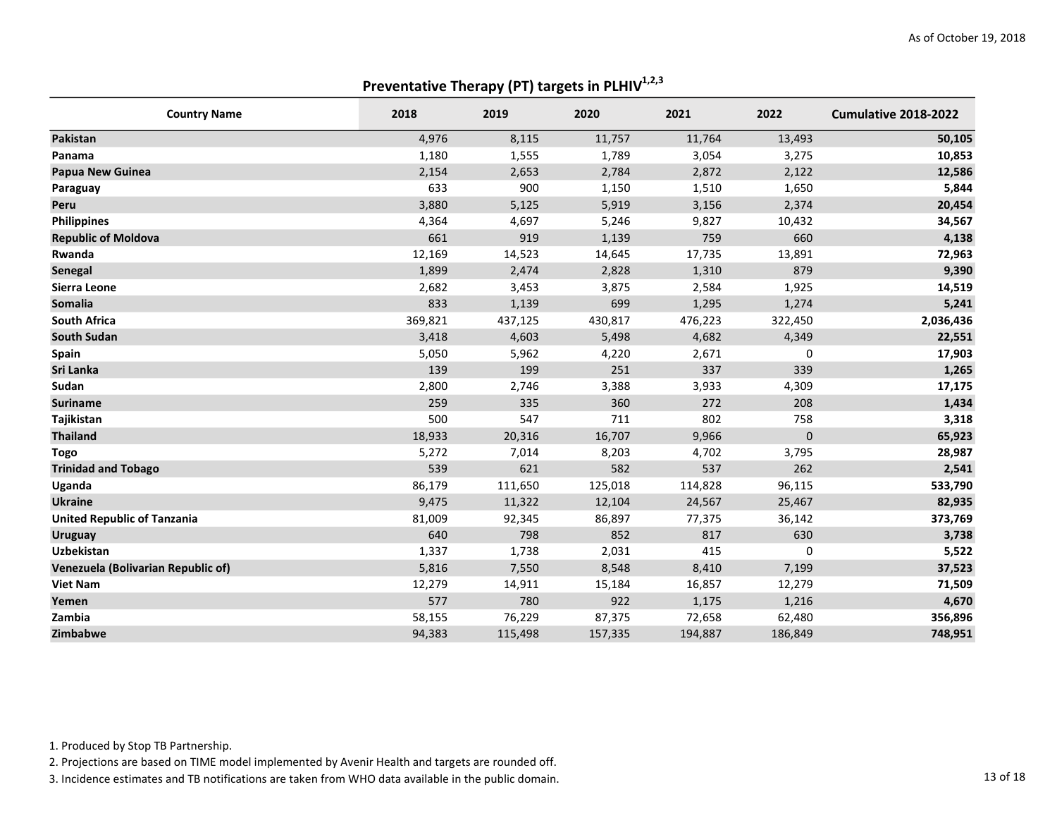As of October 19, 2018

## Preventative Therapy (PT) targets in PLHIV[1,2,3]

| Country Name | 2018 | 2019 | 2020 | 2021 | 2022 | Cumulative 2018-2022 |
|---|---|---|---|---|---|---|
| **Pakistan** | 4,976 | 8,115 | 11,757 | 11,764 | 13,493 | **50,105** |
| **Panama** | 1,180 | 1,555 | 1,789 | 3,054 | 3,275 | **10,853** |
| **Papua New Guinea** | 2,154 | 2,653 | 2,784 | 2,872 | 2,122 | **12,586** |
| **Paraguay** | 633 | 900 | 1,150 | 1,510 | 1,650 | **5,844** |
| **Peru** | 3,880 | 5,125 | 5,919 | 3,156 | 2,374 | **20,454** |
| **Philippines** | 4,364 | 4,697 | 5,246 | 9,827 | 10,432 | **34,567** |
| **Republic of Moldova** | 661 | 919 | 1,139 | 759 | 660 | **4,138** |
| **Rwanda** | 12,169 | 14,523 | 14,645 | 17,735 | 13,891 | **72,963** |
| **Senegal** | 1,899 | 2,474 | 2,828 | 1,310 | 879 | **9,390** |
| **Sierra Leone** | 2,682 | 3,453 | 3,875 | 2,584 | 1,925 | **14,519** |
| **Somalia** | 833 | 1,139 | 699 | 1,295 | 1,274 | **5,241** |
| **South Africa** | 369,821 | 437,125 | 430,817 | 476,223 | 322,450 | **2,036,436** |
| **South Sudan** | 3,418 | 4,603 | 5,498 | 4,682 | 4,349 | **22,551** |
| **Spain** | 5,050 | 5,962 | 4,220 | 2,671 | 0 | **17,903** |
| **Sri Lanka** | 139 | 199 | 251 | 337 | 339 | **1,265** |
| **Sudan** | 2,800 | 2,746 | 3,388 | 3,933 | 4,309 | **17,175** |
| **Suriname** | 259 | 335 | 360 | 272 | 208 | **1,434** |
| **Tajikistan** | 500 | 547 | 711 | 802 | 758 | **3,318** |
| **Thailand** | 18,933 | 20,316 | 16,707 | 9,966 | 0 | **65,923** |
| **Togo** | 5,272 | 7,014 | 8,203 | 4,702 | 3,795 | **28,987** |
| **Trinidad and Tobago** | 539 | 621 | 582 | 537 | 262 | **2,541** |
| **Uganda** | 86,179 | 111,650 | 125,018 | 114,828 | 96,115 | **533,790** |
| **Ukraine** | 9,475 | 11,322 | 12,104 | 24,567 | 25,467 | **82,935** |
| **United Republic of Tanzania** | 81,009 | 92,345 | 86,897 | 77,375 | 36,142 | **373,769** |
| **Uruguay** | 640 | 798 | 852 | 817 | 630 | **3,738** |
| **Uzbekistan** | 1,337 | 1,738 | 2,031 | 415 | 0 | **5,522** |
| **Venezuela (Bolivarian Republic of)** | 5,816 | 7,550 | 8,548 | 8,410 | 7,199 | **37,523** |
| **Viet Nam** | 12,279 | 14,911 | 15,184 | 16,857 | 12,279 | **71,509** |
| **Yemen** | 577 | 780 | 922 | 1,175 | 1,216 | **4,670** |
| **Zambia** | 58,155 | 76,229 | 87,375 | 72,658 | 62,480 | **356,896** |
| **Zimbabwe** | 94,383 | 115,498 | 157,335 | 194,887 | 186,849 | **748,951** |

1. Produced by Stop TB Partnership.
2. Projections are based on TIME model implemented by Avenir Health and targets are rounded off.
3. Incidence estimates and TB notifications are taken from WHO data available in the public domain.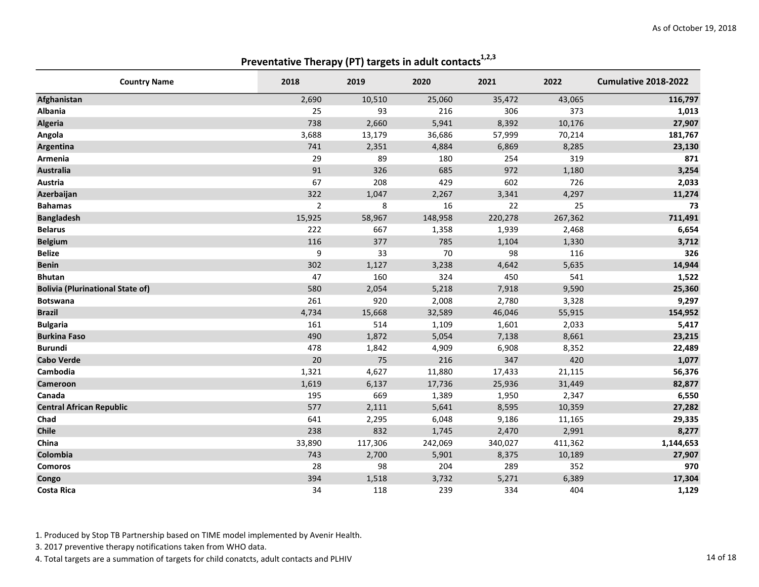As of October 19, 2018

## Preventative Therapy (PT) targets in adult contacts[1,2,3]

| Country Name | 2018 | 2019 | 2020 | 2021 | 2022 | Cumulative 2018-2022 |
|---|---|---|---|---|---|---|
| **Afghanistan** | 2,690 | 10,510 | 25,060 | 35,472 | 43,065 | **116,797** |
| **Albania** | 25 | 93 | 216 | 306 | 373 | **1,013** |
| **Algeria** | 738 | 2,660 | 5,941 | 8,392 | 10,176 | **27,907** |
| **Angola** | 3,688 | 13,179 | 36,686 | 57,999 | 70,214 | **181,767** |
| **Argentina** | 741 | 2,351 | 4,884 | 6,869 | 8,285 | **23,130** |
| **Armenia** | 29 | 89 | 180 | 254 | 319 | **871** |
| **Australia** | 91 | 326 | 685 | 972 | 1,180 | **3,254** |
| **Austria** | 67 | 208 | 429 | 602 | 726 | **2,033** |
| **Azerbaijan** | 322 | 1,047 | 2,267 | 3,341 | 4,297 | **11,274** |
| **Bahamas** | 2 | 8 | 16 | 22 | 25 | **73** |
| **Bangladesh** | 15,925 | 58,967 | 148,958 | 220,278 | 267,362 | **711,491** |
| **Belarus** | 222 | 667 | 1,358 | 1,939 | 2,468 | **6,654** |
| **Belgium** | 116 | 377 | 785 | 1,104 | 1,330 | **3,712** |
| **Belize** | 9 | 33 | 70 | 98 | 116 | **326** |
| **Benin** | 302 | 1,127 | 3,238 | 4,642 | 5,635 | **14,944** |
| **Bhutan** | 47 | 160 | 324 | 450 | 541 | **1,522** |
| **Bolivia (Plurinational State of)** | 580 | 2,054 | 5,218 | 7,918 | 9,590 | **25,360** |
| **Botswana** | 261 | 920 | 2,008 | 2,780 | 3,328 | **9,297** |
| **Brazil** | 4,734 | 15,668 | 32,589 | 46,046 | 55,915 | **154,952** |
| **Bulgaria** | 161 | 514 | 1,109 | 1,601 | 2,033 | **5,417** |
| **Burkina Faso** | 490 | 1,872 | 5,054 | 7,138 | 8,661 | **23,215** |
| **Burundi** | 478 | 1,842 | 4,909 | 6,908 | 8,352 | **22,489** |
| **Cabo Verde** | 20 | 75 | 216 | 347 | 420 | **1,077** |
| **Cambodia** | 1,321 | 4,627 | 11,880 | 17,433 | 21,115 | **56,376** |
| **Cameroon** | 1,619 | 6,137 | 17,736 | 25,936 | 31,449 | **82,877** |
| **Canada** | 195 | 669 | 1,389 | 1,950 | 2,347 | **6,550** |
| **Central African Republic** | 577 | 2,111 | 5,641 | 8,595 | 10,359 | **27,282** |
| **Chad** | 641 | 2,295 | 6,048 | 9,186 | 11,165 | **29,335** |
| **Chile** | 238 | 832 | 1,745 | 2,470 | 2,991 | **8,277** |
| **China** | 33,890 | 117,306 | 242,069 | 340,027 | 411,362 | **1,144,653** |
| **Colombia** | 743 | 2,700 | 5,901 | 8,375 | 10,189 | **27,907** |
| **Comoros** | 28 | 98 | 204 | 289 | 352 | **970** |
| **Congo** | 394 | 1,518 | 3,732 | 5,271 | 6,389 | **17,304** |
| **Costa Rica** | 34 | 118 | 239 | 334 | 404 | **1,129** |

1. Produced by Stop TB Partnership based on TIME model implemented by Avenir Health.
3. 2017 preventive therapy notifications taken from WHO data.
4. Total targets are a summation of targets for child conatcts, adult contacts and PLHIV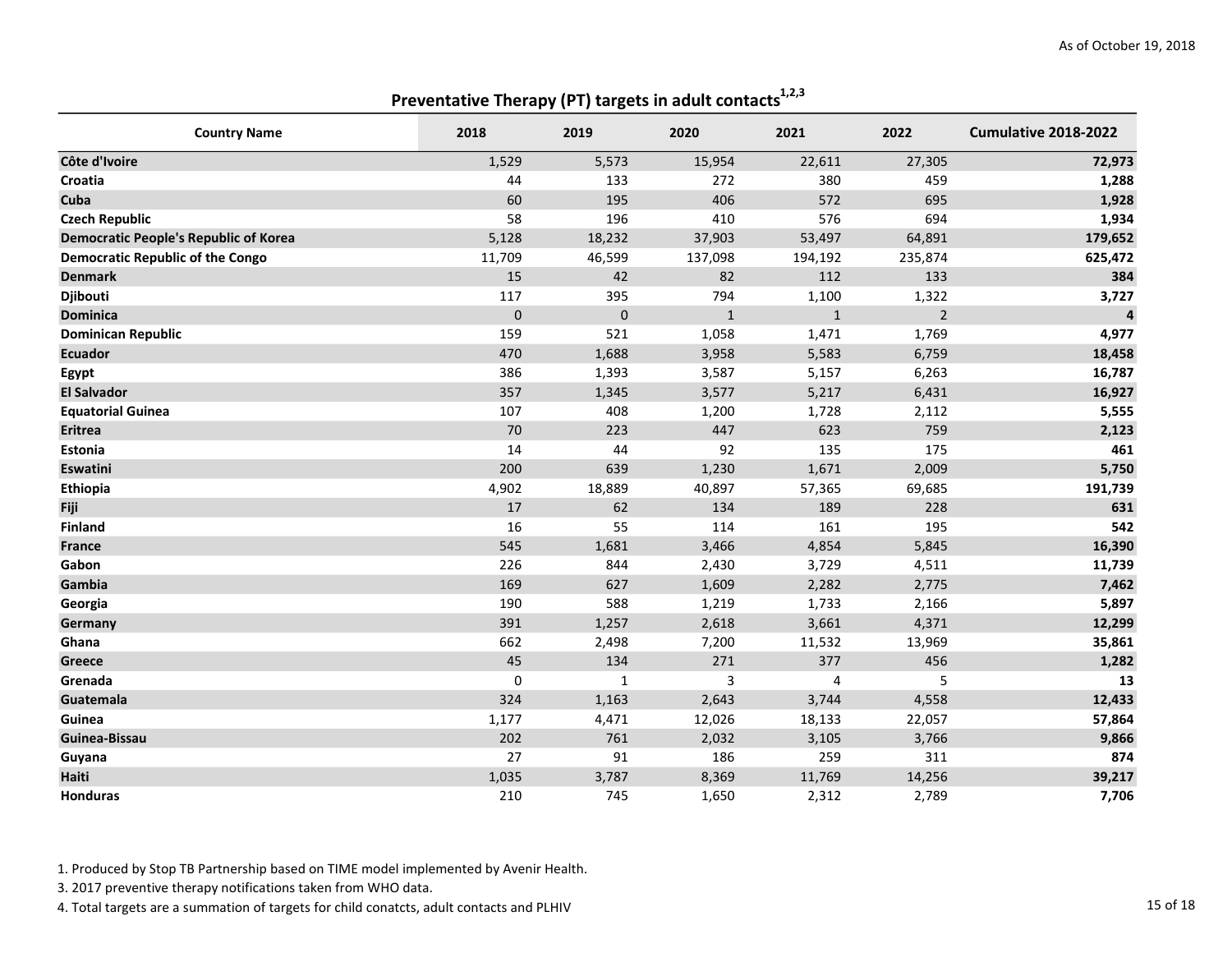As of October 19, 2018

## Preventative Therapy (PT) targets in adult contacts[1,2,3]

| Country Name | 2018 | 2019 | 2020 | 2021 | 2022 | Cumulative 2018-2022 |
|---|---|---|---|---|---|---|
| **Côte d'Ivoire** | 1,529 | 5,573 | 15,954 | 22,611 | 27,305 | **72,973** |
| **Croatia** | 44 | 133 | 272 | 380 | 459 | **1,288** |
| **Cuba** | 60 | 195 | 406 | 572 | 695 | **1,928** |
| **Czech Republic** | 58 | 196 | 410 | 576 | 694 | **1,934** |
| **Democratic People's Republic of Korea** | 5,128 | 18,232 | 37,903 | 53,497 | 64,891 | **179,652** |
| **Democratic Republic of the Congo** | 11,709 | 46,599 | 137,098 | 194,192 | 235,874 | **625,472** |
| **Denmark** | 15 | 42 | 82 | 112 | 133 | **384** |
| **Djibouti** | 117 | 395 | 794 | 1,100 | 1,322 | **3,727** |
| **Dominica** | 0 | 0 | 1 | 1 | 2 | **4** |
| **Dominican Republic** | 159 | 521 | 1,058 | 1,471 | 1,769 | **4,977** |
| **Ecuador** | 470 | 1,688 | 3,958 | 5,583 | 6,759 | **18,458** |
| **Egypt** | 386 | 1,393 | 3,587 | 5,157 | 6,263 | **16,787** |
| **El Salvador** | 357 | 1,345 | 3,577 | 5,217 | 6,431 | **16,927** |
| **Equatorial Guinea** | 107 | 408 | 1,200 | 1,728 | 2,112 | **5,555** |
| **Eritrea** | 70 | 223 | 447 | 623 | 759 | **2,123** |
| **Estonia** | 14 | 44 | 92 | 135 | 175 | **461** |
| **Eswatini** | 200 | 639 | 1,230 | 1,671 | 2,009 | **5,750** |
| **Ethiopia** | 4,902 | 18,889 | 40,897 | 57,365 | 69,685 | **191,739** |
| **Fiji** | 17 | 62 | 134 | 189 | 228 | **631** |
| **Finland** | 16 | 55 | 114 | 161 | 195 | **542** |
| **France** | 545 | 1,681 | 3,466 | 4,854 | 5,845 | **16,390** |
| **Gabon** | 226 | 844 | 2,430 | 3,729 | 4,511 | **11,739** |
| **Gambia** | 169 | 627 | 1,609 | 2,282 | 2,775 | **7,462** |
| **Georgia** | 190 | 588 | 1,219 | 1,733 | 2,166 | **5,897** |
| **Germany** | 391 | 1,257 | 2,618 | 3,661 | 4,371 | **12,299** |
| **Ghana** | 662 | 2,498 | 7,200 | 11,532 | 13,969 | **35,861** |
| **Greece** | 45 | 134 | 271 | 377 | 456 | **1,282** |
| **Grenada** | 0 | 1 | 3 | 4 | 5 | **13** |
| **Guatemala** | 324 | 1,163 | 2,643 | 3,744 | 4,558 | **12,433** |
| **Guinea** | 1,177 | 4,471 | 12,026 | 18,133 | 22,057 | **57,864** |
| **Guinea-Bissau** | 202 | 761 | 2,032 | 3,105 | 3,766 | **9,866** |
| **Guyana** | 27 | 91 | 186 | 259 | 311 | **874** |
| **Haiti** | 1,035 | 3,787 | 8,369 | 11,769 | 14,256 | **39,217** |
| **Honduras** | 210 | 745 | 1,650 | 2,312 | 2,789 | **7,706** |

1. Produced by Stop TB Partnership based on TIME model implemented by Avenir Health.
3. 2017 preventive therapy notifications taken from WHO data.
4. Total targets are a summation of targets for child conatcts, adult contacts and PLHIV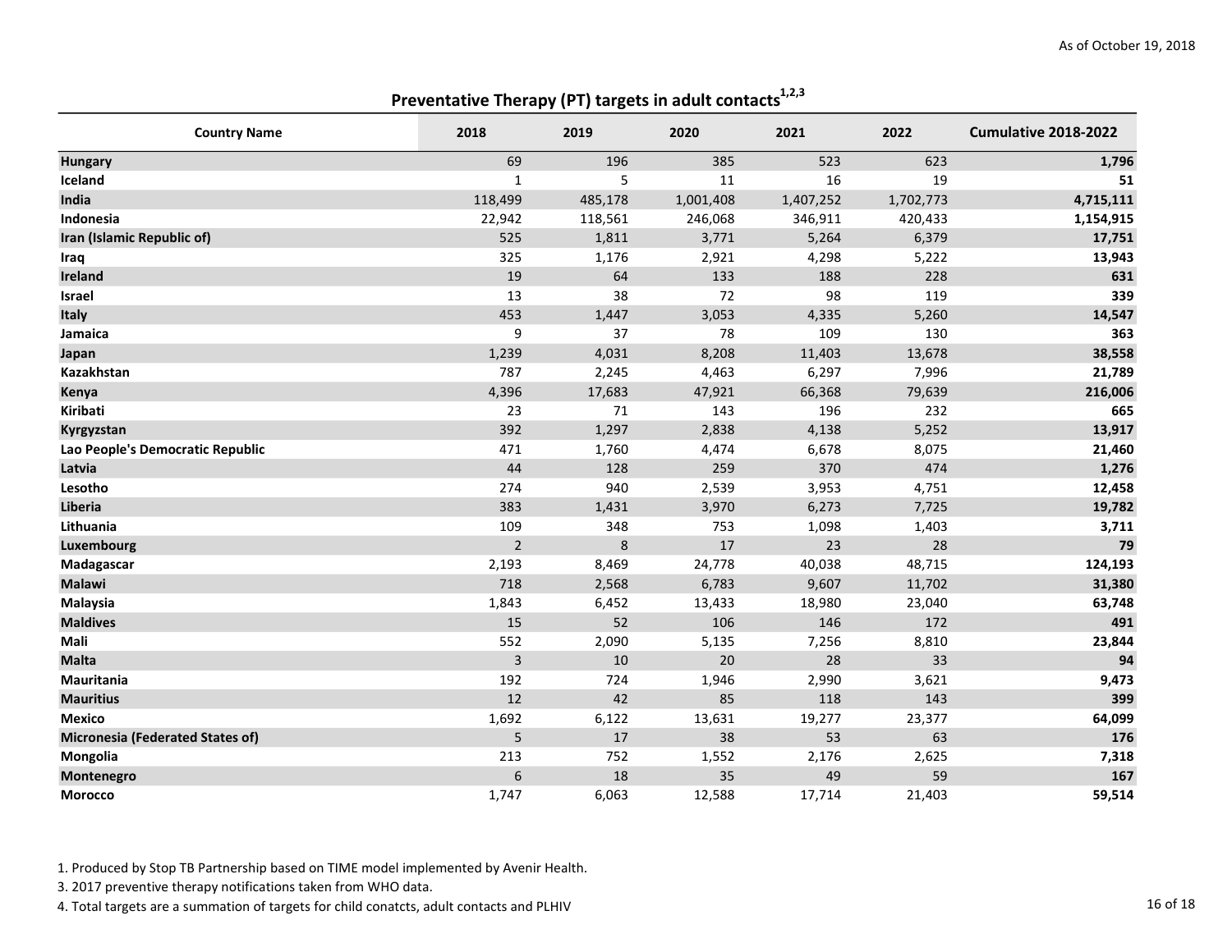As of October 19, 2018

## Preventative Therapy (PT) targets in adult contacts[1,2,3]

| Country Name | 2018 | 2019 | 2020 | 2021 | 2022 | Cumulative 2018-2022 |
|---|---|---|---|---|---|---|
| **Hungary** | 69 | 196 | 385 | 523 | 623 | **1,796** |
| **Iceland** | 1 | 5 | 11 | 16 | 19 | **51** |
| **India** | 118,499 | 485,178 | 1,001,408 | 1,407,252 | 1,702,773 | **4,715,111** |
| **Indonesia** | 22,942 | 118,561 | 246,068 | 346,911 | 420,433 | **1,154,915** |
| **Iran (Islamic Republic of)** | 525 | 1,811 | 3,771 | 5,264 | 6,379 | **17,751** |
| **Iraq** | 325 | 1,176 | 2,921 | 4,298 | 5,222 | **13,943** |
| **Ireland** | 19 | 64 | 133 | 188 | 228 | **631** |
| **Israel** | 13 | 38 | 72 | 98 | 119 | **339** |
| **Italy** | 453 | 1,447 | 3,053 | 4,335 | 5,260 | **14,547** |
| **Jamaica** | 9 | 37 | 78 | 109 | 130 | **363** |
| **Japan** | 1,239 | 4,031 | 8,208 | 11,403 | 13,678 | **38,558** |
| **Kazakhstan** | 787 | 2,245 | 4,463 | 6,297 | 7,996 | **21,789** |
| **Kenya** | 4,396 | 17,683 | 47,921 | 66,368 | 79,639 | **216,006** |
| **Kiribati** | 23 | 71 | 143 | 196 | 232 | **665** |
| **Kyrgyzstan** | 392 | 1,297 | 2,838 | 4,138 | 5,252 | **13,917** |
| **Lao People's Democratic Republic** | 471 | 1,760 | 4,474 | 6,678 | 8,075 | **21,460** |
| **Latvia** | 44 | 128 | 259 | 370 | 474 | **1,276** |
| **Lesotho** | 274 | 940 | 2,539 | 3,953 | 4,751 | **12,458** |
| **Liberia** | 383 | 1,431 | 3,970 | 6,273 | 7,725 | **19,782** |
| **Lithuania** | 109 | 348 | 753 | 1,098 | 1,403 | **3,711** |
| **Luxembourg** | 2 | 8 | 17 | 23 | 28 | **79** |
| **Madagascar** | 2,193 | 8,469 | 24,778 | 40,038 | 48,715 | **124,193** |
| **Malawi** | 718 | 2,568 | 6,783 | 9,607 | 11,702 | **31,380** |
| **Malaysia** | 1,843 | 6,452 | 13,433 | 18,980 | 23,040 | **63,748** |
| **Maldives** | 15 | 52 | 106 | 146 | 172 | **491** |
| **Mali** | 552 | 2,090 | 5,135 | 7,256 | 8,810 | **23,844** |
| **Malta** | 3 | 10 | 20 | 28 | 33 | **94** |
| **Mauritania** | 192 | 724 | 1,946 | 2,990 | 3,621 | **9,473** |
| **Mauritius** | 12 | 42 | 85 | 118 | 143 | **399** |
| **Mexico** | 1,692 | 6,122 | 13,631 | 19,277 | 23,377 | **64,099** |
| **Micronesia (Federated States of)** | 5 | 17 | 38 | 53 | 63 | **176** |
| **Mongolia** | 213 | 752 | 1,552 | 2,176 | 2,625 | **7,318** |
| **Montenegro** | 6 | 18 | 35 | 49 | 59 | **167** |
| **Morocco** | 1,747 | 6,063 | 12,588 | 17,714 | 21,403 | **59,514** |

1. Produced by Stop TB Partnership based on TIME model implemented by Avenir Health.
3. 2017 preventive therapy notifications taken from WHO data.
4. Total targets are a summation of targets for child conatcts, adult contacts and PLHIV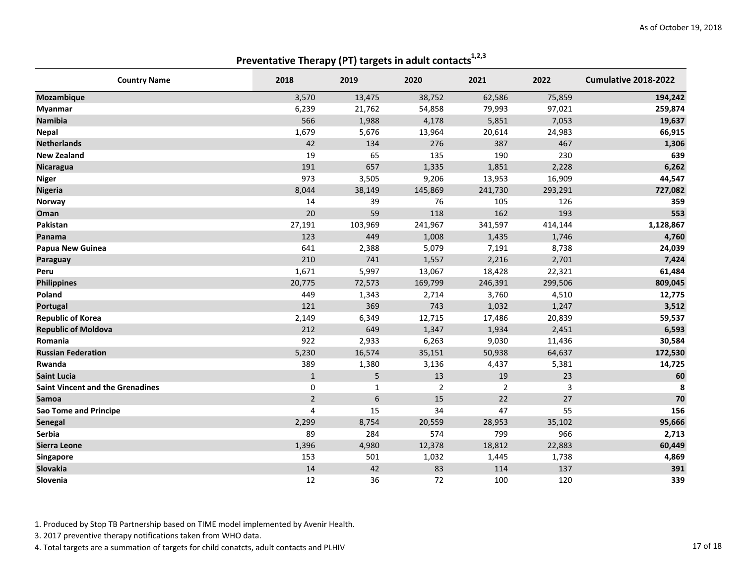As of October 19, 2018

## Preventative Therapy (PT) targets in adult contacts[1,2,3]

| Country Name | 2018 | 2019 | 2020 | 2021 | 2022 | Cumulative 2018-2022 |
|---|---|---|---|---|---|---|
| **Mozambique** | 3,570 | 13,475 | 38,752 | 62,586 | 75,859 | **194,242** |
| **Myanmar** | 6,239 | 21,762 | 54,858 | 79,993 | 97,021 | **259,874** |
| **Namibia** | 566 | 1,988 | 4,178 | 5,851 | 7,053 | **19,637** |
| **Nepal** | 1,679 | 5,676 | 13,964 | 20,614 | 24,983 | **66,915** |
| **Netherlands** | 42 | 134 | 276 | 387 | 467 | **1,306** |
| **New Zealand** | 19 | 65 | 135 | 190 | 230 | **639** |
| **Nicaragua** | 191 | 657 | 1,335 | 1,851 | 2,228 | **6,262** |
| **Niger** | 973 | 3,505 | 9,206 | 13,953 | 16,909 | **44,547** |
| **Nigeria** | 8,044 | 38,149 | 145,869 | 241,730 | 293,291 | **727,082** |
| **Norway** | 14 | 39 | 76 | 105 | 126 | **359** |
| **Oman** | 20 | 59 | 118 | 162 | 193 | **553** |
| **Pakistan** | 27,191 | 103,969 | 241,967 | 341,597 | 414,144 | **1,128,867** |
| **Panama** | 123 | 449 | 1,008 | 1,435 | 1,746 | **4,760** |
| **Papua New Guinea** | 641 | 2,388 | 5,079 | 7,191 | 8,738 | **24,039** |
| **Paraguay** | 210 | 741 | 1,557 | 2,216 | 2,701 | **7,424** |
| **Peru** | 1,671 | 5,997 | 13,067 | 18,428 | 22,321 | **61,484** |
| **Philippines** | 20,775 | 72,573 | 169,799 | 246,391 | 299,506 | **809,045** |
| **Poland** | 449 | 1,343 | 2,714 | 3,760 | 4,510 | **12,775** |
| **Portugal** | 121 | 369 | 743 | 1,032 | 1,247 | **3,512** |
| **Republic of Korea** | 2,149 | 6,349 | 12,715 | 17,486 | 20,839 | **59,537** |
| **Republic of Moldova** | 212 | 649 | 1,347 | 1,934 | 2,451 | **6,593** |
| **Romania** | 922 | 2,933 | 6,263 | 9,030 | 11,436 | **30,584** |
| **Russian Federation** | 5,230 | 16,574 | 35,151 | 50,938 | 64,637 | **172,530** |
| **Rwanda** | 389 | 1,380 | 3,136 | 4,437 | 5,381 | **14,725** |
| **Saint Lucia** | 1 | 5 | 13 | 19 | 23 | **60** |
| **Saint Vincent and the Grenadines** | 0 | 1 | 2 | 2 | 3 | **8** |
| **Samoa** | 2 | 6 | 15 | 22 | 27 | **70** |
| **Sao Tome and Principe** | 4 | 15 | 34 | 47 | 55 | **156** |
| **Senegal** | 2,299 | 8,754 | 20,559 | 28,953 | 35,102 | **95,666** |
| **Serbia** | 89 | 284 | 574 | 799 | 966 | **2,713** |
| **Sierra Leone** | 1,396 | 4,980 | 12,378 | 18,812 | 22,883 | **60,449** |
| **Singapore** | 153 | 501 | 1,032 | 1,445 | 1,738 | **4,869** |
| **Slovakia** | 14 | 42 | 83 | 114 | 137 | **391** |
| **Slovenia** | 12 | 36 | 72 | 100 | 120 | **339** |

1. Produced by Stop TB Partnership based on TIME model implemented by Avenir Health.
3. 2017 preventive therapy notifications taken from WHO data.
4. Total targets are a summation of targets for child conatcts, adult contacts and PLHIV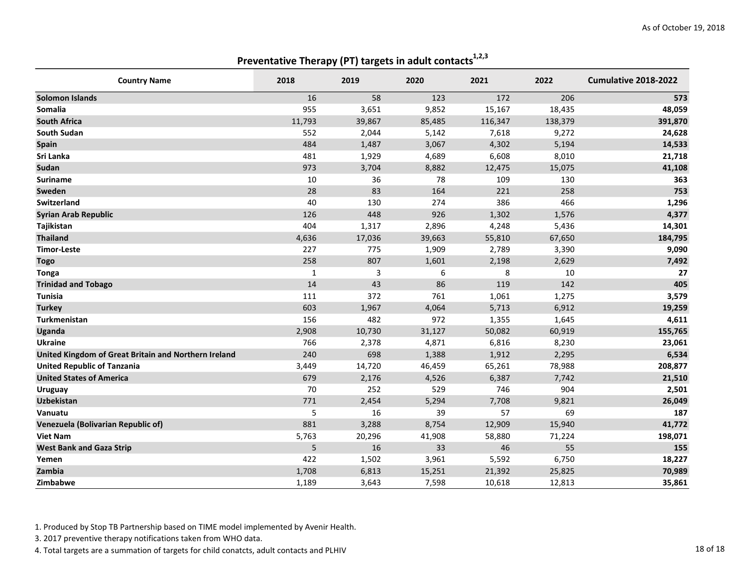## Preventative Therapy (PT) targets in adult contacts[1,2,3]

| Country Name | 2018 | 2019 | 2020 | 2021 | 2022 | Cumulative 2018-2022 |
|---|---|---|---|---|---|---|
| **Solomon Islands** | 16 | 58 | 123 | 172 | 206 | **573** |
| **Somalia** | 955 | 3,651 | 9,852 | 15,167 | 18,435 | **48,059** |
| **South Africa** | 11,793 | 39,867 | 85,485 | 116,347 | 138,379 | **391,870** |
| **South Sudan** | 552 | 2,044 | 5,142 | 7,618 | 9,272 | **24,628** |
| **Spain** | 484 | 1,487 | 3,067 | 4,302 | 5,194 | **14,533** |
| **Sri Lanka** | 481 | 1,929 | 4,689 | 6,608 | 8,010 | **21,718** |
| **Sudan** | 973 | 3,704 | 8,882 | 12,475 | 15,075 | **41,108** |
| **Suriname** | 10 | 36 | 78 | 109 | 130 | **363** |
| **Sweden** | 28 | 83 | 164 | 221 | 258 | **753** |
| **Switzerland** | 40 | 130 | 274 | 386 | 466 | **1,296** |
| **Syrian Arab Republic** | 126 | 448 | 926 | 1,302 | 1,576 | **4,377** |
| **Tajikistan** | 404 | 1,317 | 2,896 | 4,248 | 5,436 | **14,301** |
| **Thailand** | 4,636 | 17,036 | 39,663 | 55,810 | 67,650 | **184,795** |
| **Timor-Leste** | 227 | 775 | 1,909 | 2,789 | 3,390 | **9,090** |
| **Togo** | 258 | 807 | 1,601 | 2,198 | 2,629 | **7,492** |
| **Tonga** | 1 | 3 | 6 | 8 | 10 | **27** |
| **Trinidad and Tobago** | 14 | 43 | 86 | 119 | 142 | **405** |
| **Tunisia** | 111 | 372 | 761 | 1,061 | 1,275 | **3,579** |
| **Turkey** | 603 | 1,967 | 4,064 | 5,713 | 6,912 | **19,259** |
| **Turkmenistan** | 156 | 482 | 972 | 1,355 | 1,645 | **4,611** |
| **Uganda** | 2,908 | 10,730 | 31,127 | 50,082 | 60,919 | **155,765** |
| **Ukraine** | 766 | 2,378 | 4,871 | 6,816 | 8,230 | **23,061** |
| **United Kingdom of Great Britain and Northern Ireland** | 240 | 698 | 1,388 | 1,912 | 2,295 | **6,534** |
| **United Republic of Tanzania** | 3,449 | 14,720 | 46,459 | 65,261 | 78,988 | **208,877** |
| **United States of America** | 679 | 2,176 | 4,526 | 6,387 | 7,742 | **21,510** |
| **Uruguay** | 70 | 252 | 529 | 746 | 904 | **2,501** |
| **Uzbekistan** | 771 | 2,454 | 5,294 | 7,708 | 9,821 | **26,049** |
| **Vanuatu** | 5 | 16 | 39 | 57 | 69 | **187** |
| **Venezuela (Bolivarian Republic of)** | 881 | 3,288 | 8,754 | 12,909 | 15,940 | **41,772** |
| **Viet Nam** | 5,763 | 20,296 | 41,908 | 58,880 | 71,224 | **198,071** |
| **West Bank and Gaza Strip** | 5 | 16 | 33 | 46 | 55 | **155** |
| **Yemen** | 422 | 1,502 | 3,961 | 5,592 | 6,750 | **18,227** |
| **Zambia** | 1,708 | 6,813 | 15,251 | 21,392 | 25,825 | **70,989** |
| **Zimbabwe** | 1,189 | 3,643 | 7,598 | 10,618 | 12,813 | **35,861** |

1. Produced by Stop TB Partnership based on TIME model implemented by Avenir Health.
3. 2017 preventive therapy notifications taken from WHO data.
4. Total targets are a summation of targets for child conatcts, adult contacts and PLHIV